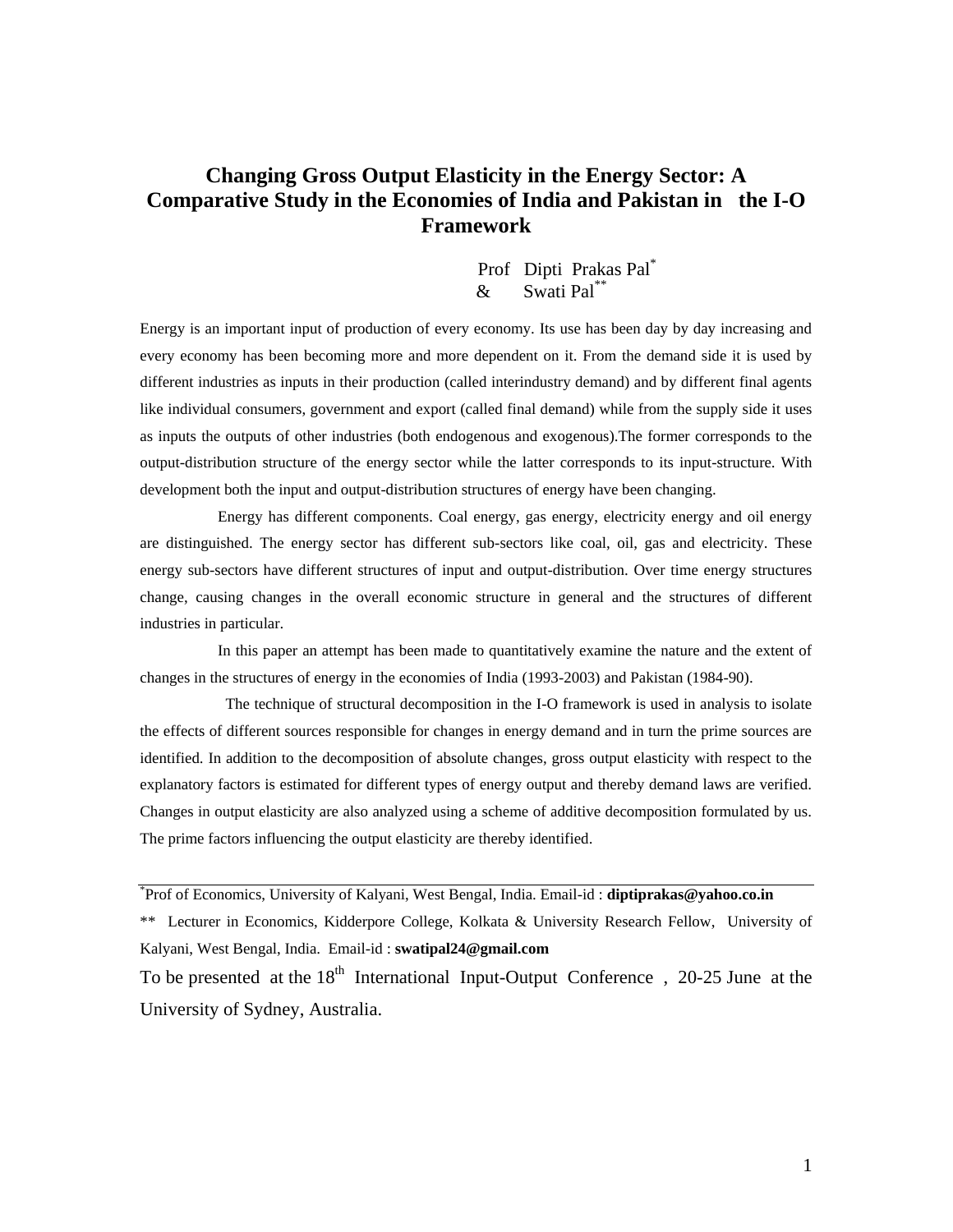# Changing Gross Output Elasticity in the Energy Sector: A Comparative Study in the Economies of India and Pakistan in the I-O Framework

Prof Dipti Prakas Pal[*]
& Swati Pal[**]

Energy is an important input of production of every economy. Its use has been day by day increasing and every economy has been becoming more and more dependent on it. From the demand side it is used by different industries as inputs in their production (called interindustry demand) and by different final agents like individual consumers, government and export (called final demand) while from the supply side it uses as inputs the outputs of other industries (both endogenous and exogenous).The former corresponds to the output-distribution structure of the energy sector while the latter corresponds to its input-structure. With development both the input and output-distribution structures of energy have been changing.

Energy has different components. Coal energy, gas energy, electricity energy and oil energy are distinguished. The energy sector has different sub-sectors like coal, oil, gas and electricity. These energy sub-sectors have different structures of input and output-distribution. Over time energy structures change, causing changes in the overall economic structure in general and the structures of different industries in particular.

In this paper an attempt has been made to quantitatively examine the nature and the extent of changes in the structures of energy in the economies of India (1993-2003) and Pakistan (1984-90).

The technique of structural decomposition in the I-O framework is used in analysis to isolate the effects of different sources responsible for changes in energy demand and in turn the prime sources are identified. In addition to the decomposition of absolute changes, gross output elasticity with respect to the explanatory factors is estimated for different types of energy output and thereby demand laws are verified. Changes in output elasticity are also analyzed using a scheme of additive decomposition formulated by us. The prime factors influencing the output elasticity are thereby identified.

---

[*]Prof of Economics, University of Kalyani, West Bengal, India. Email-id : **diptiprakas@yahoo.co.in**

[**] Lecturer in Economics, Kidderpore College, Kolkata & University Research Fellow, University of Kalyani, West Bengal, India. Email-id : **swatipal24@gmail.com**

To be presented at the 18th International Input-Output Conference , 20-25 June at the University of Sydney, Australia.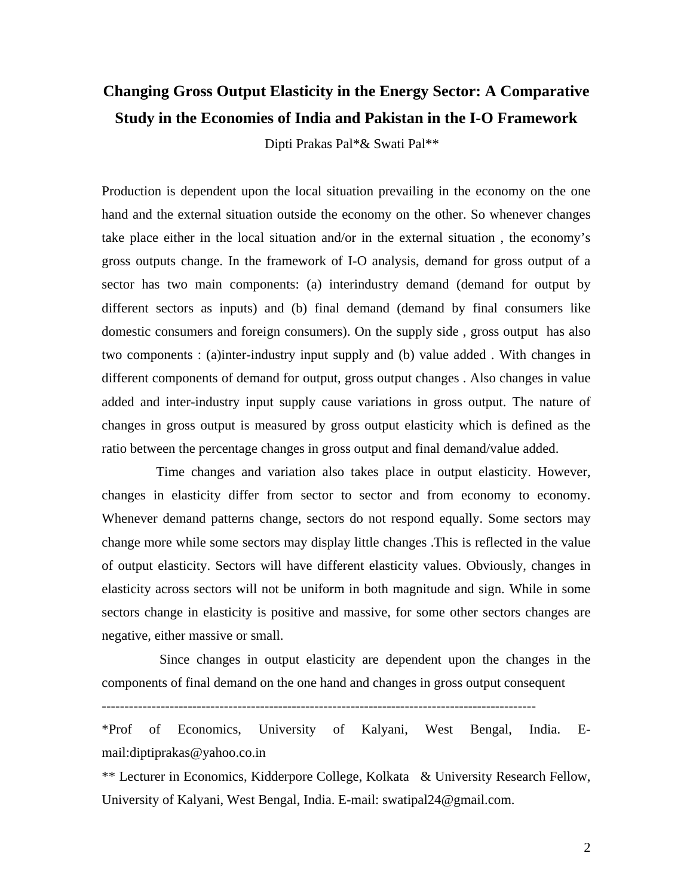# Changing Gross Output Elasticity in the Energy Sector: A Comparative Study in the Economies of India and Pakistan in the I-O Framework

Dipti Prakas Pal*& Swati Pal**

Production is dependent upon the local situation prevailing in the economy on the one hand and the external situation outside the economy on the other. So whenever changes take place either in the local situation and/or in the external situation , the economy's gross outputs change. In the framework of I-O analysis, demand for gross output of a sector has two main components: (a) interindustry demand (demand for output by different sectors as inputs) and (b) final demand (demand by final consumers like domestic consumers and foreign consumers). On the supply side , gross output has also two components : (a)inter-industry input supply and (b) value added . With changes in different components of demand for output, gross output changes . Also changes in value added and inter-industry input supply cause variations in gross output. The nature of changes in gross output is measured by gross output elasticity which is defined as the ratio between the percentage changes in gross output and final demand/value added.

Time changes and variation also takes place in output elasticity. However, changes in elasticity differ from sector to sector and from economy to economy. Whenever demand patterns change, sectors do not respond equally. Some sectors may change more while some sectors may display little changes .This is reflected in the value of output elasticity. Sectors will have different elasticity values. Obviously, changes in elasticity across sectors will not be uniform in both magnitude and sign. While in some sectors change in elasticity is positive and massive, for some other sectors changes are negative, either massive or small.

Since changes in output elasticity are dependent upon the changes in the components of final demand on the one hand and changes in gross output consequent

---

*Prof of Economics, University of Kalyani, West Bengal, India. E-mail:diptiprakas@yahoo.co.in

** Lecturer in Economics, Kidderpore College, Kolkata & University Research Fellow, University of Kalyani, West Bengal, India. E-mail: swatipal24@gmail.com.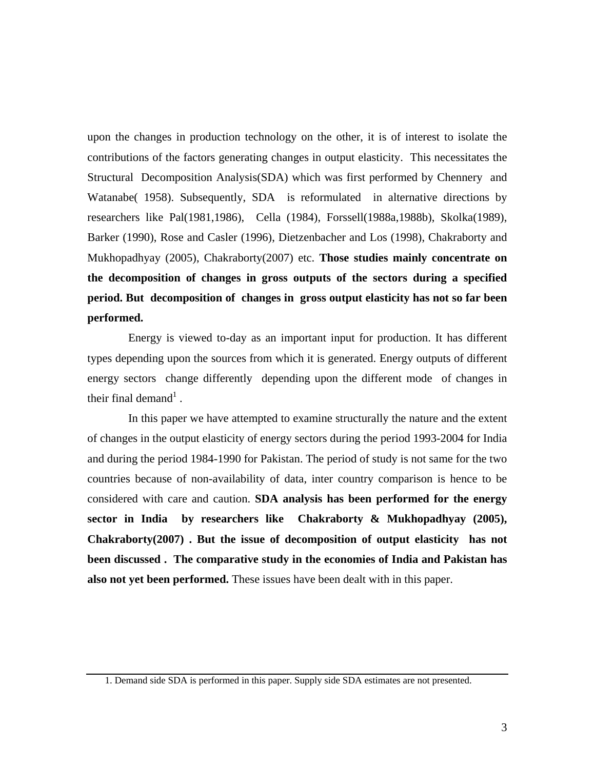upon the changes in production technology on the other, it is of interest to isolate the contributions of the factors generating changes in output elasticity. This necessitates the Structural Decomposition Analysis(SDA) which was first performed by Chennery and Watanabe( 1958). Subsequently, SDA is reformulated in alternative directions by researchers like Pal(1981,1986), Cella (1984), Forssell(1988a,1988b), Skolka(1989), Barker (1990), Rose and Casler (1996), Dietzenbacher and Los (1998), Chakraborty and Mukhopadhyay (2005), Chakraborty(2007) etc. **Those studies mainly concentrate on the decomposition of changes in gross outputs of the sectors during a specified period. But decomposition of changes in gross output elasticity has not so far been performed.**

Energy is viewed to-day as an important input for production. It has different types depending upon the sources from which it is generated. Energy outputs of different energy sectors change differently depending upon the different mode of changes in their final demand[1] .

In this paper we have attempted to examine structurally the nature and the extent of changes in the output elasticity of energy sectors during the period 1993-2004 for India and during the period 1984-1990 for Pakistan. The period of study is not same for the two countries because of non-availability of data, inter country comparison is hence to be considered with care and caution. **SDA analysis has been performed for the energy sector in India by researchers like Chakraborty & Mukhopadhyay (2005), Chakraborty(2007) . But the issue of decomposition of output elasticity has not been discussed . The comparative study in the economies of India and Pakistan has also not yet been performed.** These issues have been dealt with in this paper.

1. Demand side SDA is performed in this paper. Supply side SDA estimates are not presented.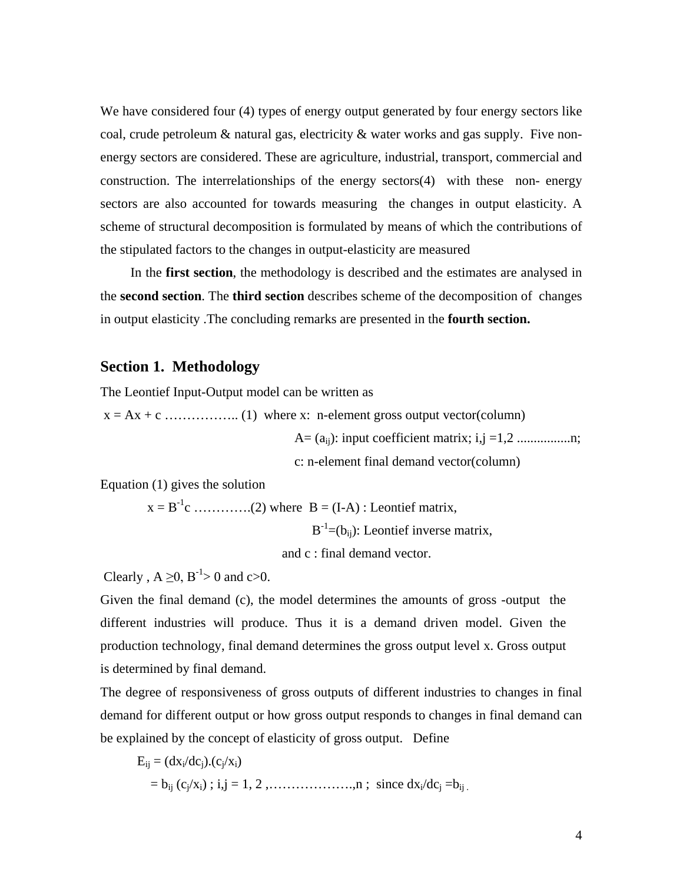We have considered four (4) types of energy output generated by four energy sectors like coal, crude petroleum & natural gas, electricity & water works and gas supply. Five non-energy sectors are considered. These are agriculture, industrial, transport, commercial and construction. The interrelationships of the energy sectors(4) with these non- energy sectors are also accounted for towards measuring the changes in output elasticity. A scheme of structural decomposition is formulated by means of which the contributions of the stipulated factors to the changes in output-elasticity are measured

In the **first section**, the methodology is described and the estimates are analysed in the **second section**. The **third section** describes scheme of the decomposition of changes in output elasticity .The concluding remarks are presented in the **fourth section.**

## Section 1. Methodology

The Leontief Input-Output model can be written as

$x = Ax + c$ …………….. (1) where x: n-element gross output vector(column)

$A = (a_{ij})$: input coefficient matrix; $i,j = 1,2$ ................$n$;

c: n-element final demand vector(column)

Equation (1) gives the solution

$x = B^{-1}c$ ………….(2) where $B = (I-A)$ : Leontief matrix,

$B^{-1} = (b_{ij})$: Leontief inverse matrix,

and c : final demand vector.

Clearly , $A \geq 0$, $B^{-1} > 0$ and $c > 0$.

Given the final demand (c), the model determines the amounts of gross -output the different industries will produce. Thus it is a demand driven model. Given the production technology, final demand determines the gross output level x. Gross output is determined by final demand.

The degree of responsiveness of gross outputs of different industries to changes in final demand for different output or how gross output responds to changes in final demand can be explained by the concept of elasticity of gross output. Define

$$E_{ij} = (dx_i/dc_j).(c_j/x_i)$$

$$= b_{ij}\,(c_j/x_i)\ ;\ i,j = 1, 2, \ldots\ldots\ldots\ldots, n\ ;\ \text{since } dx_i/dc_j = b_{ij}\,.$$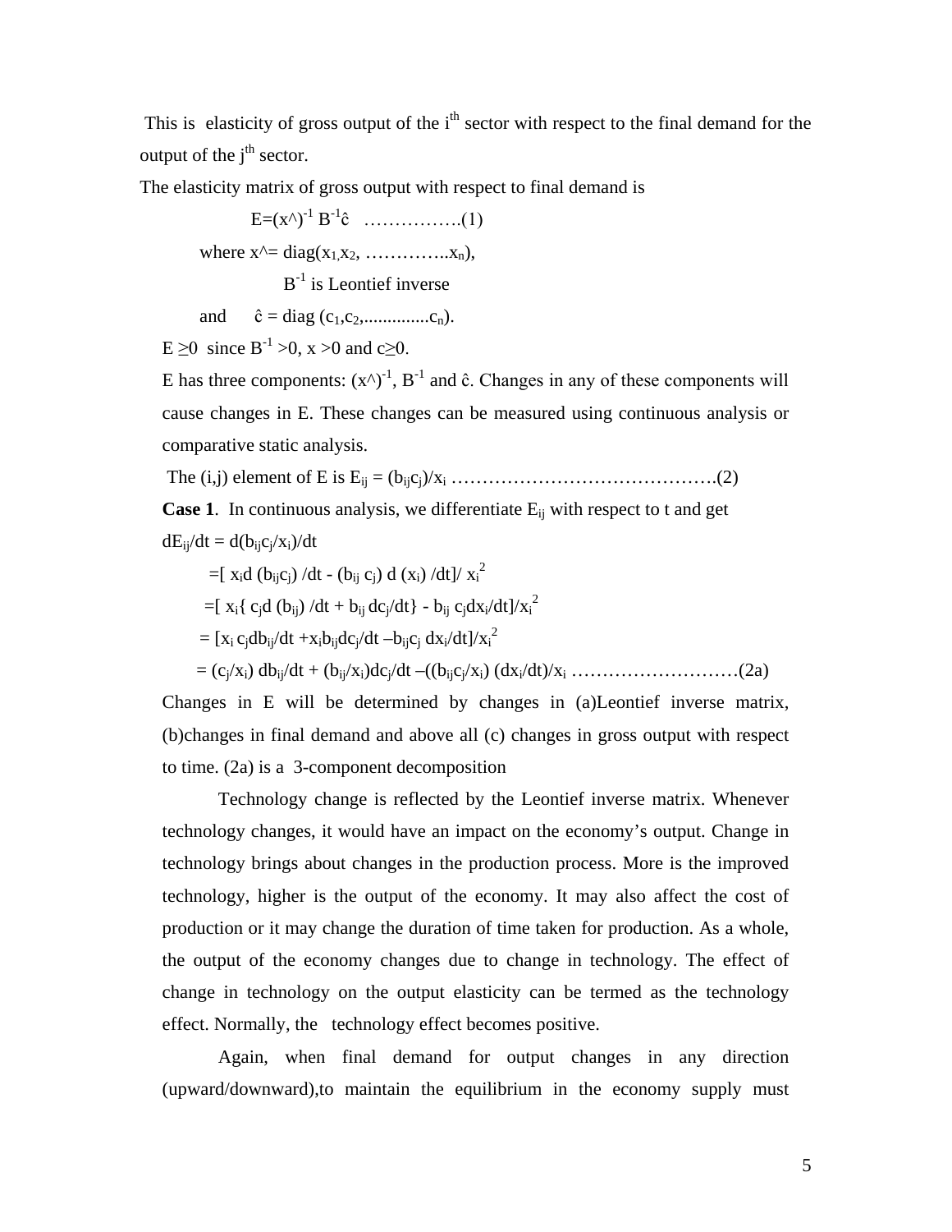This is elasticity of gross output of the $i^{th}$ sector with respect to the final demand for the output of the $j^{th}$ sector.

The elasticity matrix of gross output with respect to final demand is

$$E=(x\hat{})^{-1} B^{-1}\hat{c} \quad \ldots\ldots\ldots\ldots\ldots(1)$$

where $x\hat{} = \text{diag}(x_1, x_2, \ldots\ldots\ldots\ldots x_n)$,

$B^{-1}$ is Leontief inverse

and $\hat{c} = \text{diag}(c_1, c_2, \ldots\ldots\ldots\ldots c_n)$.

$E \geq 0$ since $B^{-1} > 0$, $x > 0$ and $c \geq 0$.

E has three components: $(x\hat{})^{-1}$, $B^{-1}$ and $\hat{c}$. Changes in any of these components will cause changes in E. These changes can be measured using continuous analysis or comparative static analysis.

The (i,j) element of E is $E_{ij} = (b_{ij}c_j)/x_i$ ……………………………………(2)

**Case 1**. In continuous analysis, we differentiate $E_{ij}$ with respect to t and get

$$dE_{ij}/dt = d(b_{ij}c_j/x_i)/dt$$

$$=[x_i d(b_{ij}c_j)/dt - (b_{ij}c_j)\, d(x_i)/dt]/x_i^2$$

$$=[x_i\{c_j d(b_{ij})/dt + b_{ij}\, dc_j/dt\} - b_{ij}c_j dx_i/dt]/x_i^2$$

$$= [x_i c_j db_{ij}/dt + x_i b_{ij} dc_j/dt - b_{ij}c_j\, dx_i/dt]/x_i^2$$

$$= (c_j/x_i)\, db_{ij}/dt + (b_{ij}/x_i) dc_j/dt - ((b_{ij}c_j/x_i)\,(dx_i/dt)/x_i \quad \ldots\ldots\ldots\ldots\ldots(2a)$$

Changes in E will be determined by changes in (a)Leontief inverse matrix, (b)changes in final demand and above all (c) changes in gross output with respect to time. (2a) is a 3-component decomposition

Technology change is reflected by the Leontief inverse matrix. Whenever technology changes, it would have an impact on the economy's output. Change in technology brings about changes in the production process. More is the improved technology, higher is the output of the economy. It may also affect the cost of production or it may change the duration of time taken for production. As a whole, the output of the economy changes due to change in technology. The effect of change in technology on the output elasticity can be termed as the technology effect. Normally, the technology effect becomes positive.

Again, when final demand for output changes in any direction (upward/downward),to maintain the equilibrium in the economy supply must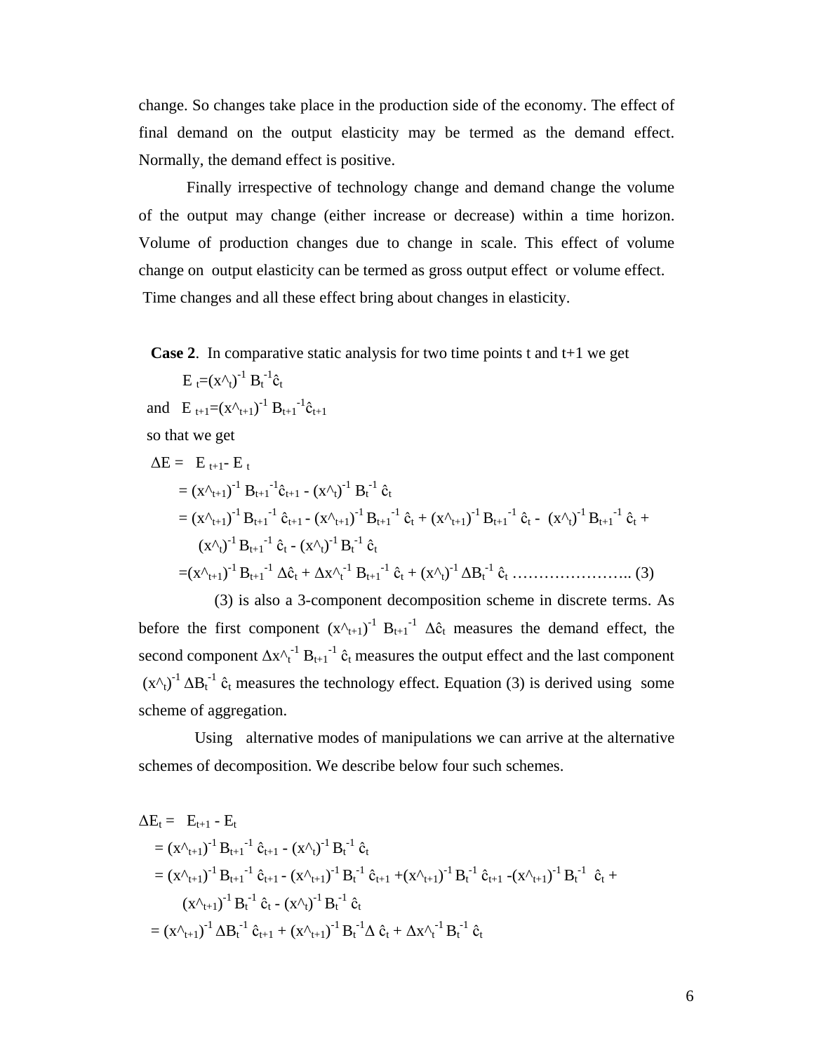change. So changes take place in the production side of the economy. The effect of final demand on the output elasticity may be termed as the demand effect. Normally, the demand effect is positive.

Finally irrespective of technology change and demand change the volume of the output may change (either increase or decrease) within a time horizon. Volume of production changes due to change in scale. This effect of volume change on output elasticity can be termed as gross output effect or volume effect. Time changes and all these effect bring about changes in elasticity.

**Case 2**. In comparative static analysis for two time points t and t+1 we get

$$E_t = (x\hat{}_t)^{-1} B_t^{-1} \hat{c}_t$$

and $E_{t+1} = (x\hat{}_{t+1})^{-1} B_{t+1}^{-1} \hat{c}_{t+1}$

so that we get

$$\begin{aligned}
\Delta E &= E_{t+1} - E_t \\
&= (x\hat{}_{t+1})^{-1} B_{t+1}^{-1} \hat{c}_{t+1} - (x\hat{}_t)^{-1} B_t^{-1} \hat{c}_t \\
&= (x\hat{}_{t+1})^{-1} B_{t+1}^{-1} \hat{c}_{t+1} - (x\hat{}_{t+1})^{-1} B_{t+1}^{-1} \hat{c}_t + (x\hat{}_{t+1})^{-1} B_{t+1}^{-1} \hat{c}_t - (x\hat{}_t)^{-1} B_{t+1}^{-1} \hat{c}_t + \\
&\quad (x\hat{}_t)^{-1} B_{t+1}^{-1} \hat{c}_t - (x\hat{}_t)^{-1} B_t^{-1} \hat{c}_t \\
&= (x\hat{}_{t+1})^{-1} B_{t+1}^{-1} \Delta\hat{c}_t + \Delta x\hat{}_t^{-1} B_{t+1}^{-1} \hat{c}_t + (x\hat{}_t)^{-1} \Delta B_t^{-1} \hat{c}_t \quad \ldots\ldots\ldots\ldots\ldots\ldots\ldots (3)
\end{aligned}$$

(3) is also a 3-component decomposition scheme in discrete terms. As before the first component $(x\hat{}_{t+1})^{-1} B_{t+1}^{-1} \Delta\hat{c}_t$ measures the demand effect, the second component $\Delta x\hat{}_t^{-1} B_{t+1}^{-1} \hat{c}_t$ measures the output effect and the last component $(x\hat{}_t)^{-1} \Delta B_t^{-1} \hat{c}_t$ measures the technology effect. Equation (3) is derived using some scheme of aggregation.

Using alternative modes of manipulations we can arrive at the alternative schemes of decomposition. We describe below four such schemes.

$$\begin{aligned}
\Delta E_t &= E_{t+1} - E_t \\
&= (x\hat{}_{t+1})^{-1} B_{t+1}^{-1} \hat{c}_{t+1} - (x\hat{}_t)^{-1} B_t^{-1} \hat{c}_t \\
&= (x\hat{}_{t+1})^{-1} B_{t+1}^{-1} \hat{c}_{t+1} - (x\hat{}_{t+1})^{-1} B_t^{-1} \hat{c}_{t+1} + (x\hat{}_{t+1})^{-1} B_t^{-1} \hat{c}_{t+1} - (x\hat{}_{t+1})^{-1} B_t^{-1} \hat{c}_t + \\
&\quad (x\hat{}_{t+1})^{-1} B_t^{-1} \hat{c}_t - (x\hat{}_t)^{-1} B_t^{-1} \hat{c}_t \\
&= (x\hat{}_{t+1})^{-1} \Delta B_t^{-1} \hat{c}_{t+1} + (x\hat{}_{t+1})^{-1} B_t^{-1} \Delta \hat{c}_t + \Delta x\hat{}_t^{-1} B_t^{-1} \hat{c}_t
\end{aligned}$$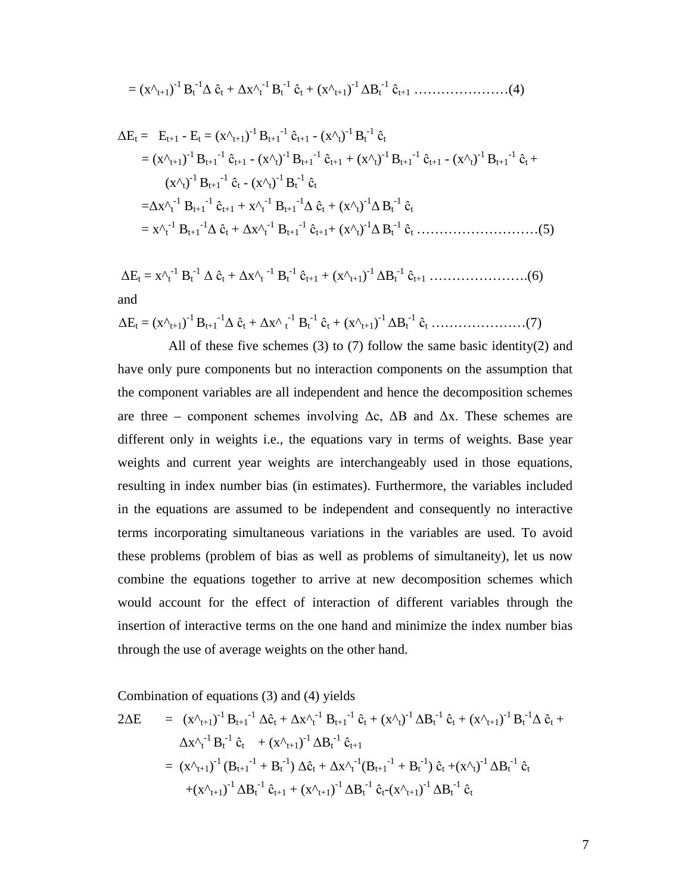$$= (\hat{x}_{t+1})^{-1} B_t^{-1} \Delta \hat{c}_t + \Delta \hat{x}_t^{-1} B_t^{-1} \hat{c}_t + (\hat{x}_{t+1})^{-1} \Delta B_t^{-1} \hat{c}_{t+1} \quad \ldots\ldots\ldots\ldots\ldots\ldots\ldots(4)$$

$$\begin{aligned}
\Delta E_t = \; & E_{t+1} - E_t = (\hat{x}_{t+1})^{-1} B_{t+1}^{-1} \hat{c}_{t+1} - (\hat{x}_t)^{-1} B_t^{-1} \hat{c}_t \\
& = (\hat{x}_{t+1})^{-1} B_{t+1}^{-1} \hat{c}_{t+1} - (\hat{x}_t)^{-1} B_{t+1}^{-1} \hat{c}_{t+1} + (\hat{x}_t)^{-1} B_{t+1}^{-1} \hat{c}_{t+1} - (\hat{x}_t)^{-1} B_{t+1}^{-1} \hat{c}_t + \\
& \quad (\hat{x}_t)^{-1} B_{t+1}^{-1} \hat{c}_t - (\hat{x}_t)^{-1} B_t^{-1} \hat{c}_t \\
& = \Delta \hat{x}_t^{-1} B_{t+1}^{-1} \hat{c}_{t+1} + \hat{x}_t^{-1} B_{t+1}^{-1} \Delta \hat{c}_t + (\hat{x}_t)^{-1} \Delta B_t^{-1} \hat{c}_t \\
& = \hat{x}_t^{-1} B_{t+1}^{-1} \Delta \hat{c}_t + \Delta \hat{x}_t^{-1} B_{t+1}^{-1} \hat{c}_{t+1} + (\hat{x}_t)^{-1} \Delta B_t^{-1} \hat{c}_t \quad \ldots\ldots\ldots\ldots\ldots\ldots\ldots\ldots(5)
\end{aligned}$$

$$\Delta E_t = \hat{x}_t^{-1} B_t^{-1} \Delta \hat{c}_t + \Delta \hat{x}_t^{-1} B_t^{-1} \hat{c}_{t+1} + (\hat{x}_{t+1})^{-1} \Delta B_t^{-1} \hat{c}_{t+1} \quad \ldots\ldots\ldots\ldots\ldots\ldots\ldots(6)$$

and

$$\Delta E_t = (\hat{x}_{t+1})^{-1} B_{t+1}^{-1} \Delta \hat{c}_t + \Delta \hat{x}_t^{-1} B_t^{-1} \hat{c}_t + (\hat{x}_{t+1})^{-1} \Delta B_t^{-1} \hat{c}_t \quad \ldots\ldots\ldots\ldots\ldots\ldots\ldots(7)$$

All of these five schemes (3) to (7) follow the same basic identity(2) and have only pure components but no interaction components on the assumption that the component variables are all independent and hence the decomposition schemes are three – component schemes involving $\Delta c$, $\Delta B$ and $\Delta x$. These schemes are different only in weights i.e., the equations vary in terms of weights. Base year weights and current year weights are interchangeably used in those equations, resulting in index number bias (in estimates). Furthermore, the variables included in the equations are assumed to be independent and consequently no interactive terms incorporating simultaneous variations in the variables are used. To avoid these problems (problem of bias as well as problems of simultaneity), let us now combine the equations together to arrive at new decomposition schemes which would account for the effect of interaction of different variables through the insertion of interactive terms on the one hand and minimize the index number bias through the use of average weights on the other hand.

Combination of equations (3) and (4) yields

$$\begin{aligned}
2\Delta E \; = \; & (\hat{x}_{t+1})^{-1} B_{t+1}^{-1} \Delta \hat{c}_t + \Delta \hat{x}_t^{-1} B_{t+1}^{-1} \hat{c}_t + (\hat{x}_t)^{-1} \Delta B_t^{-1} \hat{c}_t + (\hat{x}_{t+1})^{-1} B_t^{-1} \Delta \hat{c}_t + \\
& \Delta \hat{x}_t^{-1} B_t^{-1} \hat{c}_t \quad + (\hat{x}_{t+1})^{-1} \Delta B_t^{-1} \hat{c}_{t+1} \\
= \; & (\hat{x}_{t+1})^{-1} (B_{t+1}^{-1} + B_t^{-1}) \Delta \hat{c}_t + \Delta \hat{x}_t^{-1} (B_{t+1}^{-1} + B_t^{-1}) \hat{c}_t + (\hat{x}_t)^{-1} \Delta B_t^{-1} \hat{c}_t \\
& + (\hat{x}_{t+1})^{-1} \Delta B_t^{-1} \hat{c}_{t+1} + (\hat{x}_{t+1})^{-1} \Delta B_t^{-1} \hat{c}_t - (\hat{x}_{t+1})^{-1} \Delta B_t^{-1} \hat{c}_t
\end{aligned}$$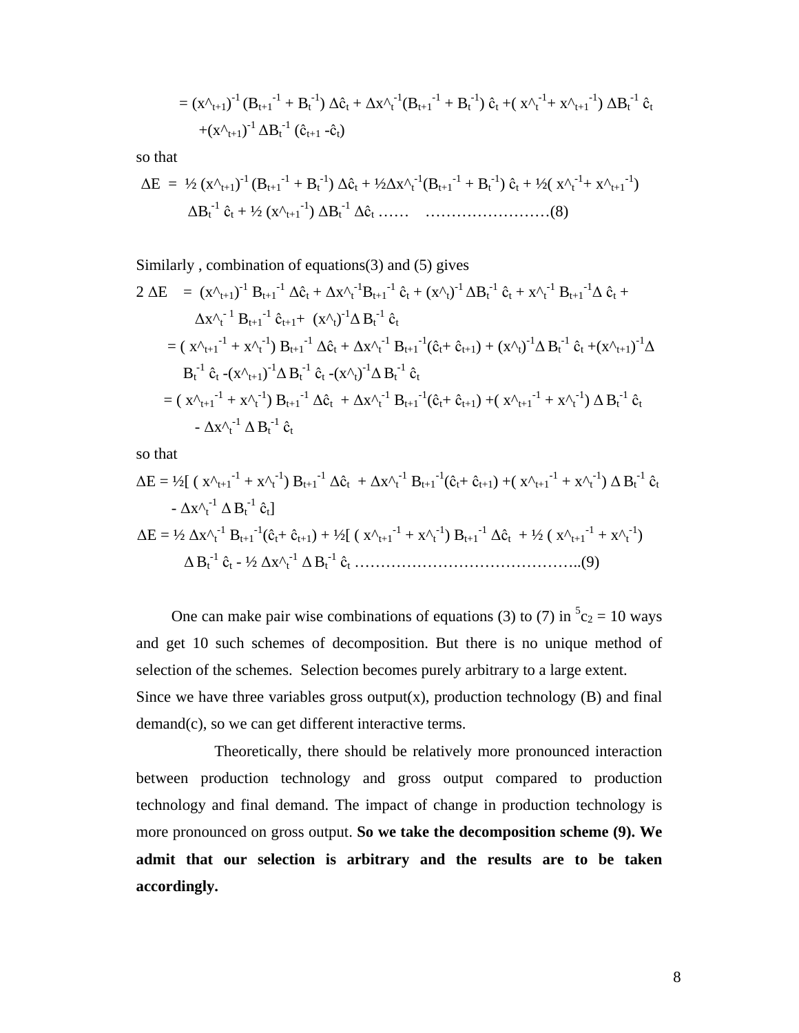$$= (\hat{x}_{t+1})^{-1} (B_{t+1}^{-1} + B_t^{-1})\, \Delta\hat{c}_t + \Delta\hat{x}_t^{-1}(B_{t+1}^{-1} + B_t^{-1})\, \hat{c}_t + (\hat{x}_t^{-1} + \hat{x}_{t+1}^{-1})\, \Delta B_t^{-1}\, \hat{c}_t + (\hat{x}_{t+1})^{-1}\, \Delta B_t^{-1}\, (\hat{c}_{t+1} - \hat{c}_t)$$

so that

$$\Delta E = \tfrac{1}{2} (\hat{x}_{t+1})^{-1} (B_{t+1}^{-1} + B_t^{-1})\, \Delta\hat{c}_t + \tfrac{1}{2}\Delta\hat{x}_t^{-1}(B_{t+1}^{-1} + B_t^{-1})\, \hat{c}_t + \tfrac{1}{2}(\hat{x}_t^{-1} + \hat{x}_{t+1}^{-1})\, \Delta B_t^{-1}\, \hat{c}_t + \tfrac{1}{2} (\hat{x}_{t+1}^{-1})\, \Delta B_t^{-1}\, \Delta\hat{c}_t \quad \ldots\ldots(8)$$

Similarly , combination of equations(3) and (5) gives

$$2\,\Delta E = (\hat{x}_{t+1})^{-1} B_{t+1}^{-1}\, \Delta\hat{c}_t + \Delta\hat{x}_t^{-1} B_{t+1}^{-1}\, \hat{c}_t + (\hat{x}_t)^{-1}\, \Delta B_t^{-1}\, \hat{c}_t + \hat{x}_t^{-1}\, B_{t+1}^{-1} \Delta\, \hat{c}_t + \Delta\hat{x}_t^{-1}\, B_{t+1}^{-1}\, \hat{c}_{t+1} + (\hat{x}_t)^{-1} \Delta\, B_t^{-1}\, \hat{c}_t$$

$$= (\hat{x}_{t+1}^{-1} + \hat{x}_t^{-1})\, B_{t+1}^{-1}\, \Delta\hat{c}_t + \Delta\hat{x}_t^{-1}\, B_{t+1}^{-1}(\hat{c}_t + \hat{c}_{t+1}) + (\hat{x}_t)^{-1} \Delta\, B_t^{-1}\, \hat{c}_t + (\hat{x}_{t+1})^{-1} \Delta\, B_t^{-1}\, \hat{c}_t - (\hat{x}_{t+1})^{-1} \Delta\, B_t^{-1}\, \hat{c}_t - (\hat{x}_t)^{-1} \Delta\, B_t^{-1}\, \hat{c}_t$$

$$= (\hat{x}_{t+1}^{-1} + \hat{x}_t^{-1})\, B_{t+1}^{-1}\, \Delta\hat{c}_t + \Delta\hat{x}_t^{-1}\, B_{t+1}^{-1}(\hat{c}_t + \hat{c}_{t+1}) + (\hat{x}_{t+1}^{-1} + \hat{x}_t^{-1})\, \Delta\, B_t^{-1}\, \hat{c}_t - \Delta\hat{x}_t^{-1}\, \Delta\, B_t^{-1}\, \hat{c}_t$$

so that

$$\Delta E = \tfrac{1}{2}\left[ (\hat{x}_{t+1}^{-1} + \hat{x}_t^{-1})\, B_{t+1}^{-1}\, \Delta\hat{c}_t + \Delta\hat{x}_t^{-1}\, B_{t+1}^{-1}(\hat{c}_t + \hat{c}_{t+1}) + (\hat{x}_{t+1}^{-1} + \hat{x}_t^{-1})\, \Delta\, B_t^{-1}\, \hat{c}_t - \Delta\hat{x}_t^{-1}\, \Delta\, B_t^{-1}\, \hat{c}_t \right]$$

$$\Delta E = \tfrac{1}{2}\, \Delta\hat{x}_t^{-1}\, B_{t+1}^{-1}(\hat{c}_t + \hat{c}_{t+1}) + \tfrac{1}{2}\left[ (\hat{x}_{t+1}^{-1} + \hat{x}_t^{-1})\, B_{t+1}^{-1}\, \Delta\hat{c}_t \right. + \tfrac{1}{2} (\hat{x}_{t+1}^{-1} + \hat{x}_t^{-1})\, \Delta\, B_t^{-1}\, \hat{c}_t - \tfrac{1}{2}\, \Delta\hat{x}_t^{-1}\, \Delta\, B_t^{-1}\, \hat{c}_t \quad \ldots\ldots(9)$$

One can make pair wise combinations of equations (3) to (7) in ${}^5c_2 = 10$ ways and get 10 such schemes of decomposition. But there is no unique method of selection of the schemes. Selection becomes purely arbitrary to a large extent. Since we have three variables gross output(x), production technology (B) and final demand(c), so we can get different interactive terms.

Theoretically, there should be relatively more pronounced interaction between production technology and gross output compared to production technology and final demand. The impact of change in production technology is more pronounced on gross output. **So we take the decomposition scheme (9). We admit that our selection is arbitrary and the results are to be taken accordingly.**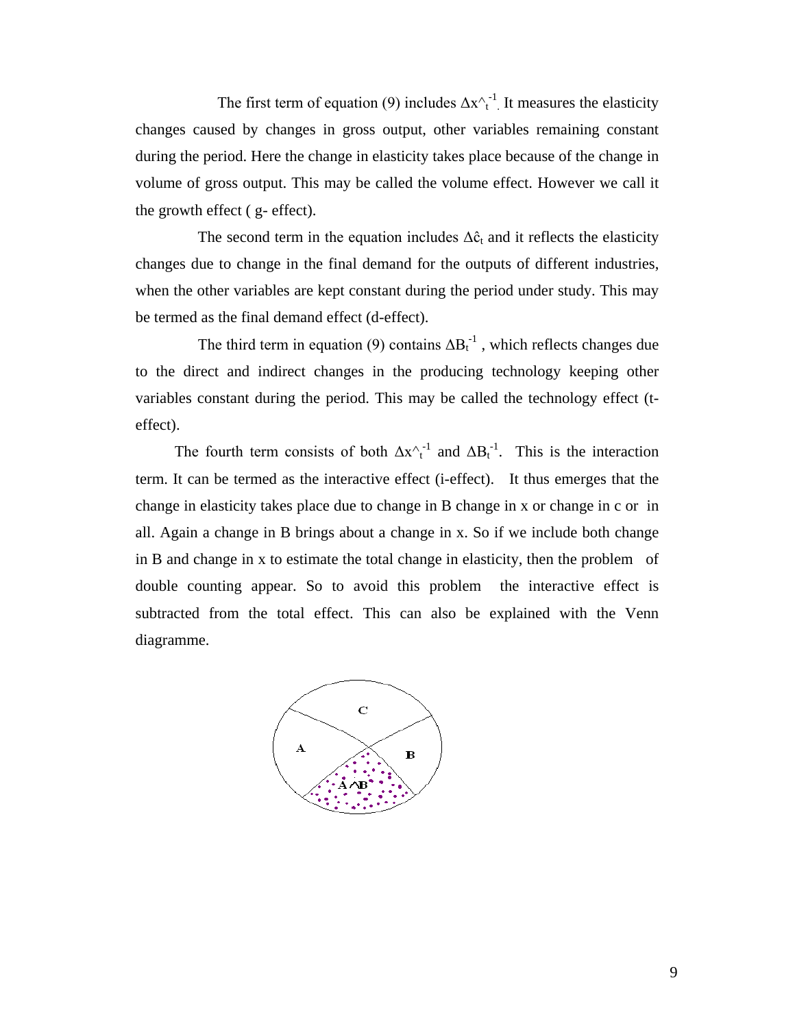The first term of equation (9) includes $\Delta \hat{x}_t^{-1}$. It measures the elasticity changes caused by changes in gross output, other variables remaining constant during the period. Here the change in elasticity takes place because of the change in volume of gross output. This may be called the volume effect. However we call it the growth effect ( g- effect).

The second term in the equation includes $\Delta \hat{c}_t$ and it reflects the elasticity changes due to change in the final demand for the outputs of different industries, when the other variables are kept constant during the period under study. This may be termed as the final demand effect (d-effect).

The third term in equation (9) contains $\Delta B_t^{-1}$ , which reflects changes due to the direct and indirect changes in the producing technology keeping other variables constant during the period. This may be called the technology effect (t-effect).

The fourth term consists of both $\Delta \hat{x}_t^{-1}$ and $\Delta B_t^{-1}$. This is the interaction term. It can be termed as the interactive effect (i-effect). It thus emerges that the change in elasticity takes place due to change in B change in x or change in c or in all. Again a change in B brings about a change in x. So if we include both change in B and change in x to estimate the total change in elasticity, then the problem of double counting appear. So to avoid this problem the interactive effect is subtracted from the total effect. This can also be explained with the Venn diagramme.

C

A

B

A∧B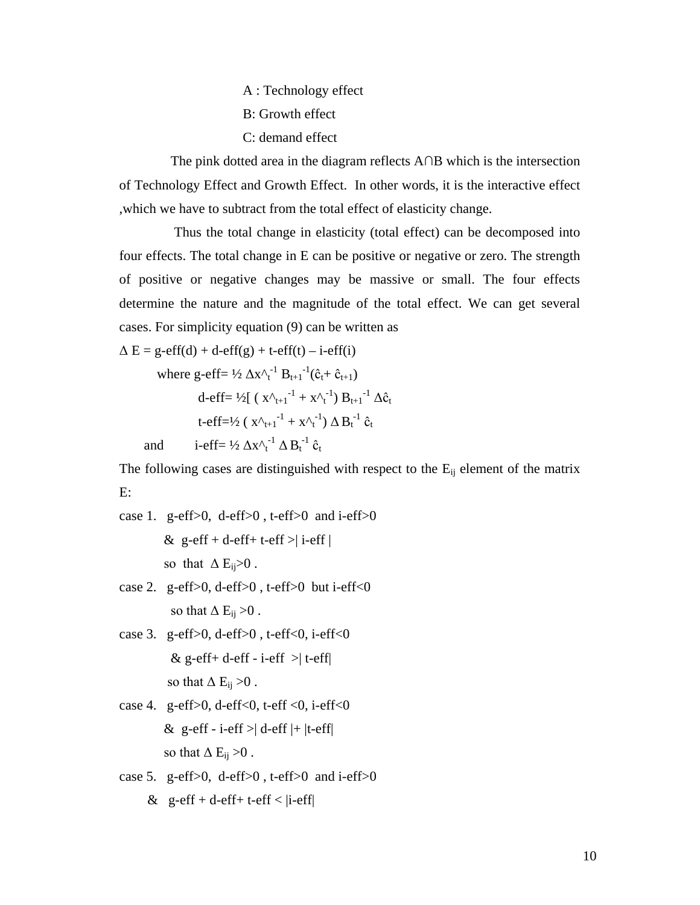A : Technology effect

B: Growth effect

C: demand effect

The pink dotted area in the diagram reflects A∩B which is the intersection of Technology Effect and Growth Effect. In other words, it is the interactive effect ,which we have to subtract from the total effect of elasticity change.

Thus the total change in elasticity (total effect) can be decomposed into four effects. The total change in E can be positive or negative or zero. The strength of positive or negative changes may be massive or small. The four effects determine the nature and the magnitude of the total effect. We can get several cases. For simplicity equation (9) can be written as

$\Delta$ E = g-eff(d) + d-eff(g) + t-eff(t) – i-eff(i)

where g-eff= $\frac{1}{2} \Delta x\text{\^{}}_t^{-1} B_{t+1}^{-1}(\hat{c}_t + \hat{c}_{t+1})$

d-eff= $\frac{1}{2}[ ( x\text{\^{}}_{t+1}^{-1} + x\text{\^{}}_t^{-1}) B_{t+1}^{-1} \Delta\hat{c}_t$

t-eff= $\frac{1}{2} ( x\text{\^{}}_{t+1}^{-1} + x\text{\^{}}_t^{-1}) \Delta B_t^{-1} \hat{c}_t$

and i-eff= $\frac{1}{2} \Delta x\text{\^{}}_t^{-1} \Delta B_t^{-1} \hat{c}_t$

The following cases are distinguished with respect to the $E_{ij}$ element of the matrix E:

case 1. g-eff>0, d-eff>0 , t-eff>0 and i-eff>0

& g-eff + d-eff+ t-eff >| i-eff |

so that $\Delta E_{ij}>0$ .

case 2. g-eff>0, d-eff>0 , t-eff>0 but i-eff<0

so that $\Delta E_{ij} >0$ .

case 3. g-eff>0, d-eff>0 , t-eff<0, i-eff<0

& g-eff+ d-eff - i-eff >| t-eff|

so that $\Delta E_{ij} >0$ .

case 4. g-eff>0, d-eff<0, t-eff <0, i-eff<0

& g-eff - i-eff >| d-eff |+ |t-eff|

so that $\Delta E_{ij} >0$ .

case 5. g-eff>0, d-eff>0 , t-eff>0 and i-eff>0

& g-eff + d-eff+ t-eff < |i-eff|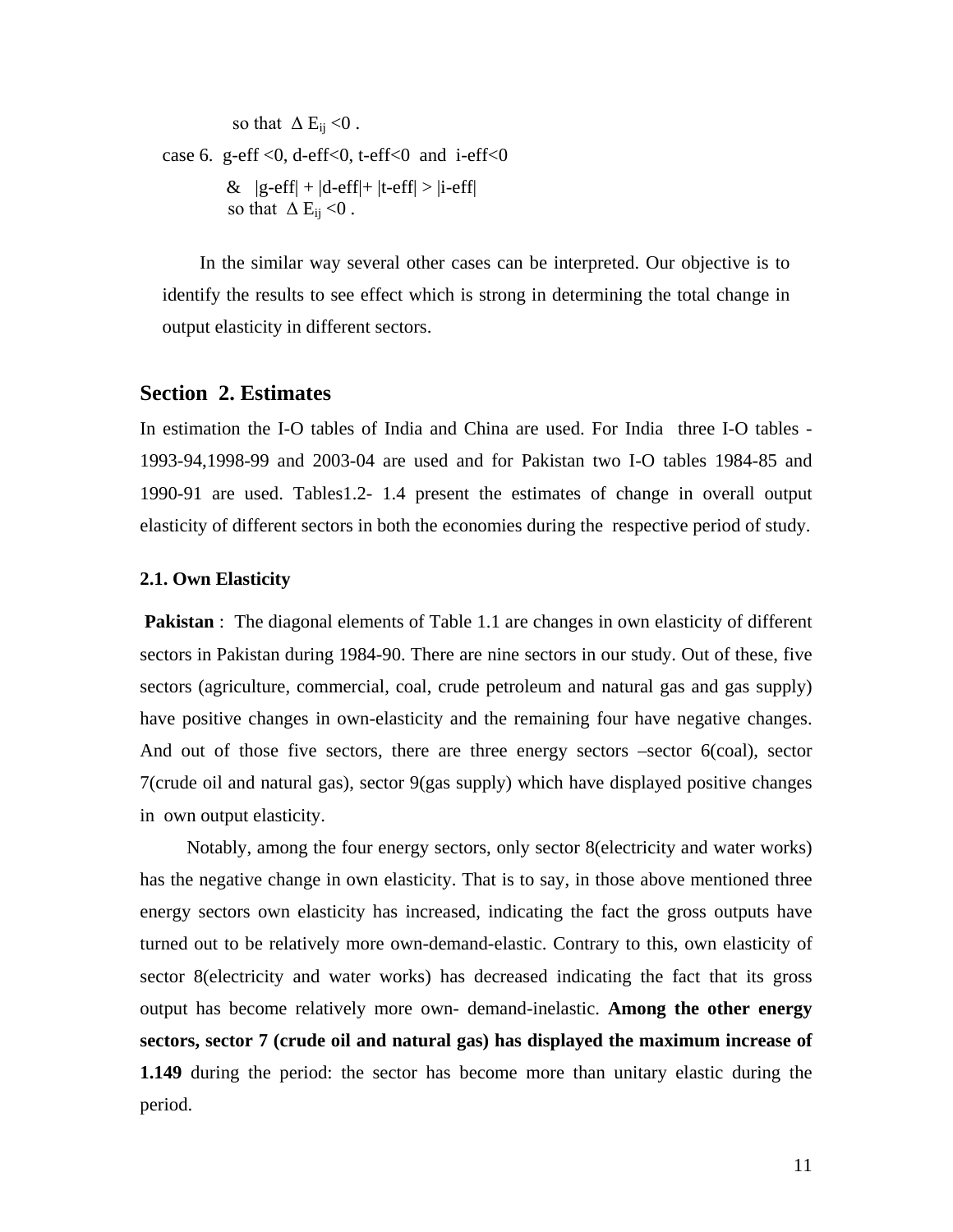so that $\Delta E_{ij} < 0$ .

case 6. g-eff <0, d-eff<0, t-eff<0 and i-eff<0

& $|g\text{-eff}| + |d\text{-eff}| + |t\text{-eff}| > |i\text{-eff}|$
so that $\Delta E_{ij} < 0$ .

In the similar way several other cases can be interpreted. Our objective is to identify the results to see effect which is strong in determining the total change in output elasticity in different sectors.

## Section 2. Estimates

In estimation the I-O tables of India and China are used. For India three I-O tables - 1993-94,1998-99 and 2003-04 are used and for Pakistan two I-O tables 1984-85 and 1990-91 are used. Tables1.2- 1.4 present the estimates of change in overall output elasticity of different sectors in both the economies during the respective period of study.

### 2.1. Own Elasticity

**Pakistan** : The diagonal elements of Table 1.1 are changes in own elasticity of different sectors in Pakistan during 1984-90. There are nine sectors in our study. Out of these, five sectors (agriculture, commercial, coal, crude petroleum and natural gas and gas supply) have positive changes in own-elasticity and the remaining four have negative changes. And out of those five sectors, there are three energy sectors –sector 6(coal), sector 7(crude oil and natural gas), sector 9(gas supply) which have displayed positive changes in own output elasticity.

Notably, among the four energy sectors, only sector 8(electricity and water works) has the negative change in own elasticity. That is to say, in those above mentioned three energy sectors own elasticity has increased, indicating the fact the gross outputs have turned out to be relatively more own-demand-elastic. Contrary to this, own elasticity of sector 8(electricity and water works) has decreased indicating the fact that its gross output has become relatively more own- demand-inelastic. **Among the other energy sectors, sector 7 (crude oil and natural gas) has displayed the maximum increase of 1.149** during the period: the sector has become more than unitary elastic during the period.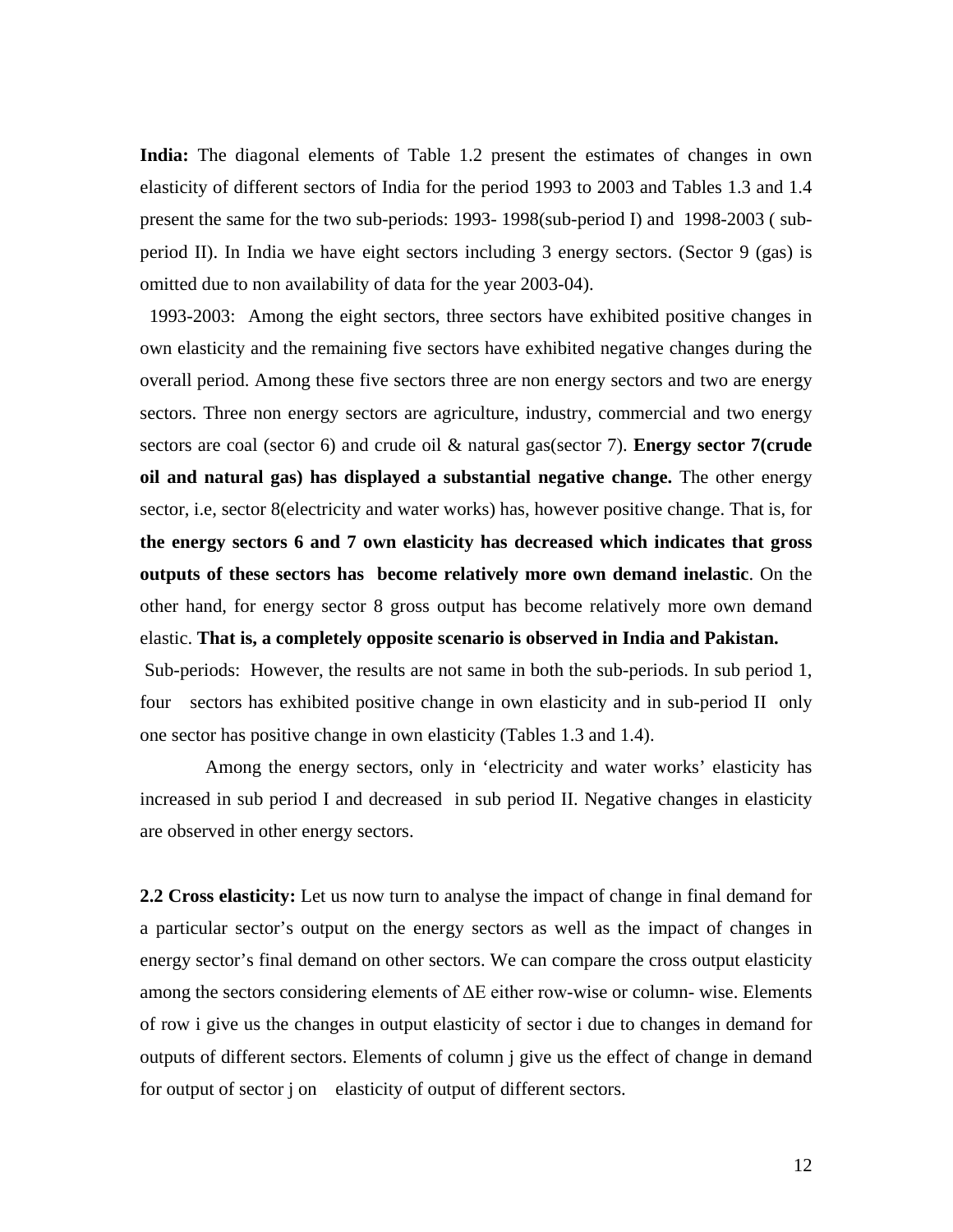**India:** The diagonal elements of Table 1.2 present the estimates of changes in own elasticity of different sectors of India for the period 1993 to 2003 and Tables 1.3 and 1.4 present the same for the two sub-periods: 1993- 1998(sub-period I) and 1998-2003 ( sub-period II). In India we have eight sectors including 3 energy sectors. (Sector 9 (gas) is omitted due to non availability of data for the year 2003-04).

1993-2003: Among the eight sectors, three sectors have exhibited positive changes in own elasticity and the remaining five sectors have exhibited negative changes during the overall period. Among these five sectors three are non energy sectors and two are energy sectors. Three non energy sectors are agriculture, industry, commercial and two energy sectors are coal (sector 6) and crude oil & natural gas(sector 7). **Energy sector 7(crude oil and natural gas) has displayed a substantial negative change.** The other energy sector, i.e, sector 8(electricity and water works) has, however positive change. That is, for **the energy sectors 6 and 7 own elasticity has decreased which indicates that gross outputs of these sectors has become relatively more own demand inelastic**. On the other hand, for energy sector 8 gross output has become relatively more own demand elastic. **That is, a completely opposite scenario is observed in India and Pakistan.**

Sub-periods: However, the results are not same in both the sub-periods. In sub period 1, four sectors has exhibited positive change in own elasticity and in sub-period II only one sector has positive change in own elasticity (Tables 1.3 and 1.4).

Among the energy sectors, only in 'electricity and water works' elasticity has increased in sub period I and decreased in sub period II. Negative changes in elasticity are observed in other energy sectors.

**2.2 Cross elasticity:** Let us now turn to analyse the impact of change in final demand for a particular sector's output on the energy sectors as well as the impact of changes in energy sector's final demand on other sectors. We can compare the cross output elasticity among the sectors considering elements of $\Delta E$ either row-wise or column- wise. Elements of row i give us the changes in output elasticity of sector i due to changes in demand for outputs of different sectors. Elements of column j give us the effect of change in demand for output of sector j on elasticity of output of different sectors.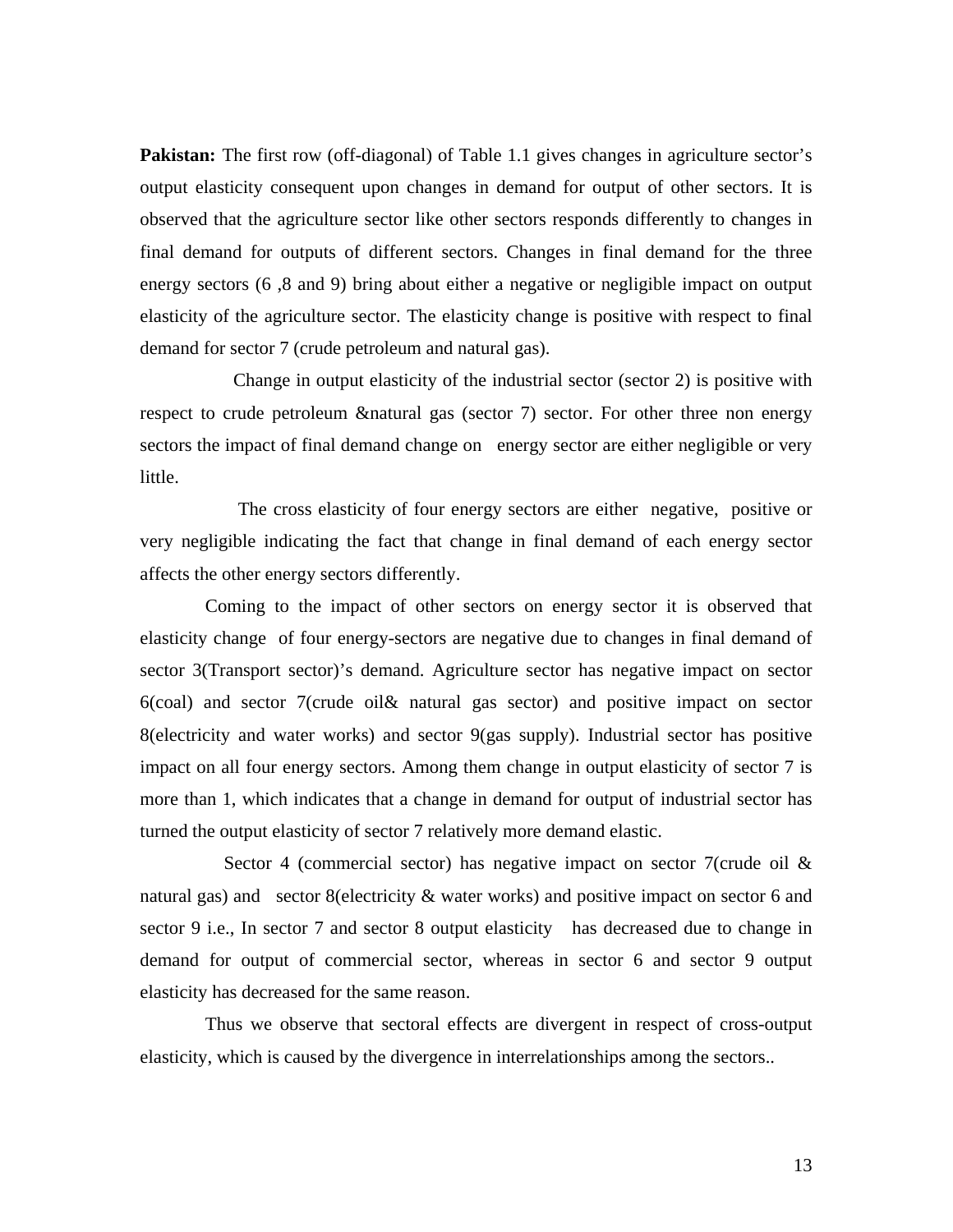**Pakistan:** The first row (off-diagonal) of Table 1.1 gives changes in agriculture sector's output elasticity consequent upon changes in demand for output of other sectors. It is observed that the agriculture sector like other sectors responds differently to changes in final demand for outputs of different sectors. Changes in final demand for the three energy sectors (6 ,8 and 9) bring about either a negative or negligible impact on output elasticity of the agriculture sector. The elasticity change is positive with respect to final demand for sector 7 (crude petroleum and natural gas).

Change in output elasticity of the industrial sector (sector 2) is positive with respect to crude petroleum &natural gas (sector 7) sector. For other three non energy sectors the impact of final demand change on energy sector are either negligible or very little.

The cross elasticity of four energy sectors are either negative, positive or very negligible indicating the fact that change in final demand of each energy sector affects the other energy sectors differently.

Coming to the impact of other sectors on energy sector it is observed that elasticity change of four energy-sectors are negative due to changes in final demand of sector 3(Transport sector)'s demand. Agriculture sector has negative impact on sector 6(coal) and sector 7(crude oil& natural gas sector) and positive impact on sector 8(electricity and water works) and sector 9(gas supply). Industrial sector has positive impact on all four energy sectors. Among them change in output elasticity of sector 7 is more than 1, which indicates that a change in demand for output of industrial sector has turned the output elasticity of sector 7 relatively more demand elastic.

Sector 4 (commercial sector) has negative impact on sector 7(crude oil & natural gas) and sector 8(electricity & water works) and positive impact on sector 6 and sector 9 i.e., In sector 7 and sector 8 output elasticity has decreased due to change in demand for output of commercial sector, whereas in sector 6 and sector 9 output elasticity has decreased for the same reason.

Thus we observe that sectoral effects are divergent in respect of cross-output elasticity, which is caused by the divergence in interrelationships among the sectors..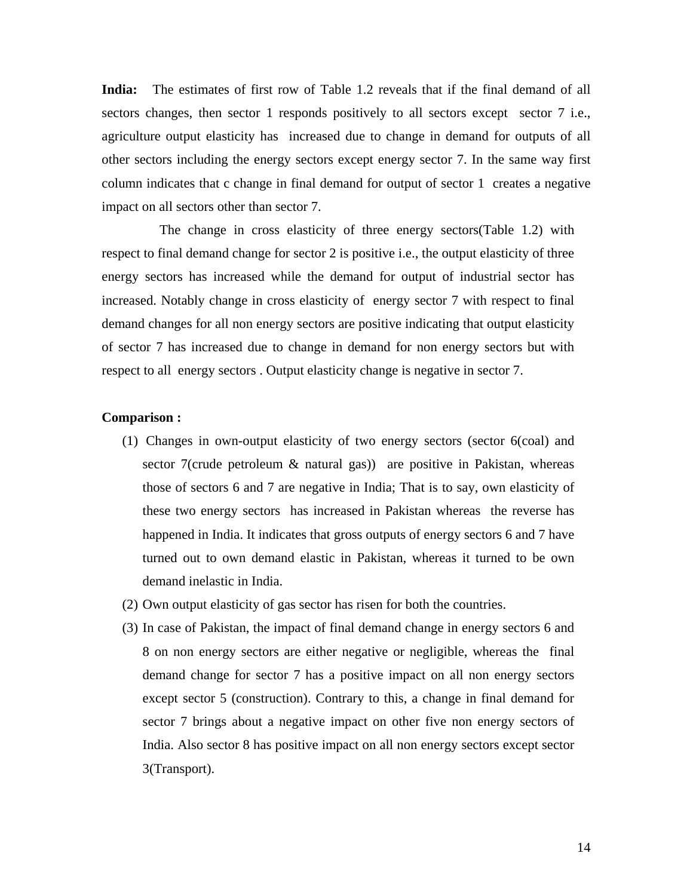**India:** The estimates of first row of Table 1.2 reveals that if the final demand of all sectors changes, then sector 1 responds positively to all sectors except sector 7 i.e., agriculture output elasticity has increased due to change in demand for outputs of all other sectors including the energy sectors except energy sector 7. In the same way first column indicates that c change in final demand for output of sector 1 creates a negative impact on all sectors other than sector 7.

The change in cross elasticity of three energy sectors(Table 1.2) with respect to final demand change for sector 2 is positive i.e., the output elasticity of three energy sectors has increased while the demand for output of industrial sector has increased. Notably change in cross elasticity of energy sector 7 with respect to final demand changes for all non energy sectors are positive indicating that output elasticity of sector 7 has increased due to change in demand for non energy sectors but with respect to all energy sectors . Output elasticity change is negative in sector 7.

**Comparison :**

(1) Changes in own-output elasticity of two energy sectors (sector 6(coal) and sector 7(crude petroleum & natural gas)) are positive in Pakistan, whereas those of sectors 6 and 7 are negative in India; That is to say, own elasticity of these two energy sectors has increased in Pakistan whereas the reverse has happened in India. It indicates that gross outputs of energy sectors 6 and 7 have turned out to own demand elastic in Pakistan, whereas it turned to be own demand inelastic in India.

(2) Own output elasticity of gas sector has risen for both the countries.

(3) In case of Pakistan, the impact of final demand change in energy sectors 6 and 8 on non energy sectors are either negative or negligible, whereas the final demand change for sector 7 has a positive impact on all non energy sectors except sector 5 (construction). Contrary to this, a change in final demand for sector 7 brings about a negative impact on other five non energy sectors of India. Also sector 8 has positive impact on all non energy sectors except sector 3(Transport).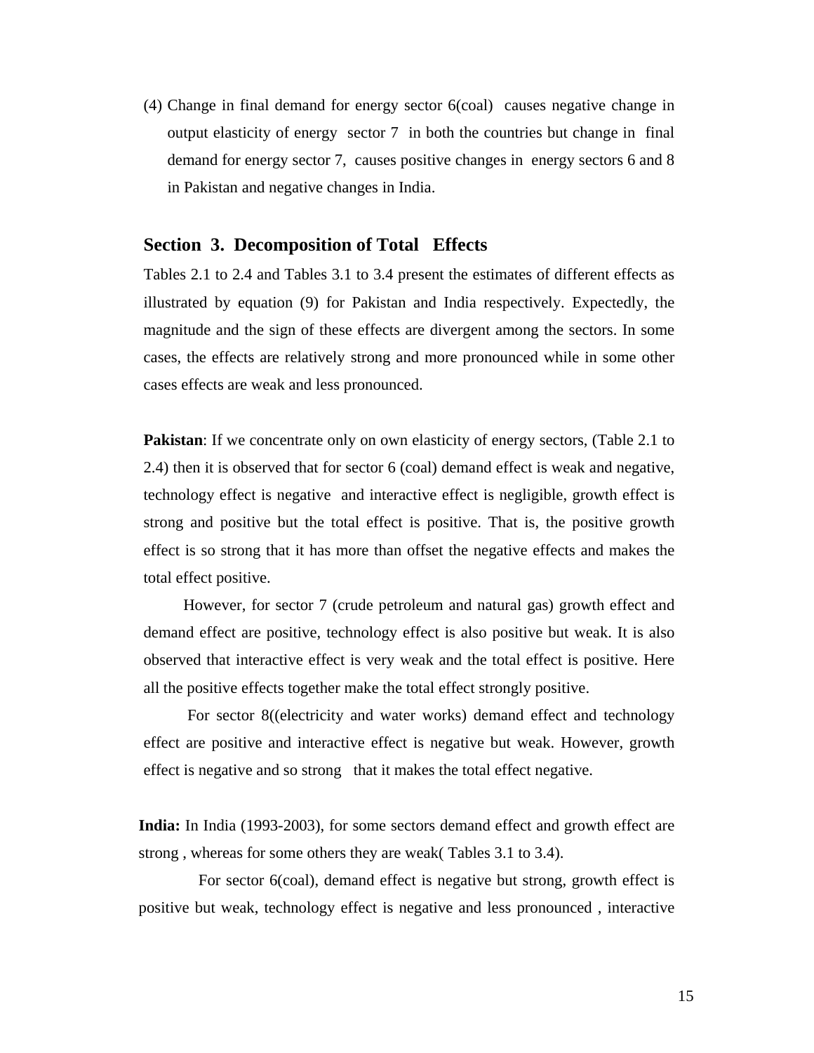(4) Change in final demand for energy sector 6(coal) causes negative change in output elasticity of energy sector 7 in both the countries but change in final demand for energy sector 7, causes positive changes in energy sectors 6 and 8 in Pakistan and negative changes in India.

## Section 3. Decomposition of Total Effects

Tables 2.1 to 2.4 and Tables 3.1 to 3.4 present the estimates of different effects as illustrated by equation (9) for Pakistan and India respectively. Expectedly, the magnitude and the sign of these effects are divergent among the sectors. In some cases, the effects are relatively strong and more pronounced while in some other cases effects are weak and less pronounced.

**Pakistan**: If we concentrate only on own elasticity of energy sectors, (Table 2.1 to 2.4) then it is observed that for sector 6 (coal) demand effect is weak and negative, technology effect is negative and interactive effect is negligible, growth effect is strong and positive but the total effect is positive. That is, the positive growth effect is so strong that it has more than offset the negative effects and makes the total effect positive.

However, for sector 7 (crude petroleum and natural gas) growth effect and demand effect are positive, technology effect is also positive but weak. It is also observed that interactive effect is very weak and the total effect is positive. Here all the positive effects together make the total effect strongly positive.

For sector 8((electricity and water works) demand effect and technology effect are positive and interactive effect is negative but weak. However, growth effect is negative and so strong that it makes the total effect negative.

**India:** In India (1993-2003), for some sectors demand effect and growth effect are strong , whereas for some others they are weak( Tables 3.1 to 3.4).

For sector 6(coal), demand effect is negative but strong, growth effect is positive but weak, technology effect is negative and less pronounced , interactive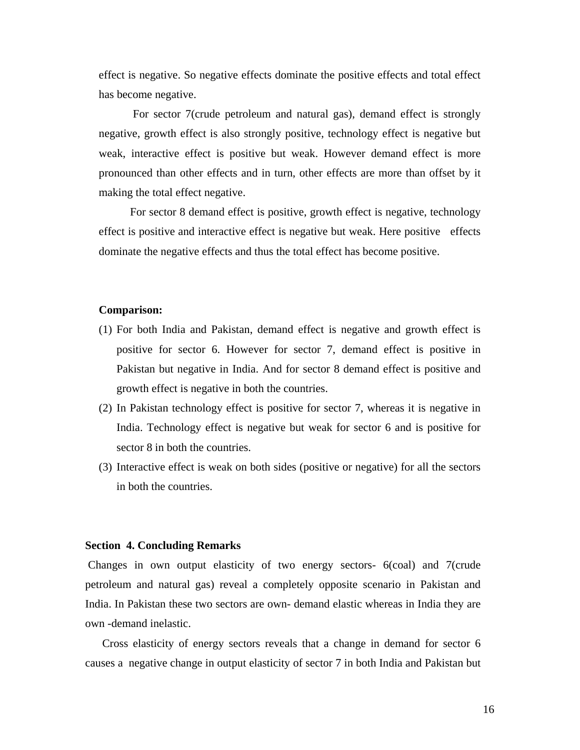effect is negative. So negative effects dominate the positive effects and total effect has become negative.

For sector 7(crude petroleum and natural gas), demand effect is strongly negative, growth effect is also strongly positive, technology effect is negative but weak, interactive effect is positive but weak. However demand effect is more pronounced than other effects and in turn, other effects are more than offset by it making the total effect negative.

For sector 8 demand effect is positive, growth effect is negative, technology effect is positive and interactive effect is negative but weak. Here positive effects dominate the negative effects and thus the total effect has become positive.

**Comparison:**

(1) For both India and Pakistan, demand effect is negative and growth effect is positive for sector 6. However for sector 7, demand effect is positive in Pakistan but negative in India. And for sector 8 demand effect is positive and growth effect is negative in both the countries.

(2) In Pakistan technology effect is positive for sector 7, whereas it is negative in India. Technology effect is negative but weak for sector 6 and is positive for sector 8 in both the countries.

(3) Interactive effect is weak on both sides (positive or negative) for all the sectors in both the countries.

## Section 4. Concluding Remarks

Changes in own output elasticity of two energy sectors- 6(coal) and 7(crude petroleum and natural gas) reveal a completely opposite scenario in Pakistan and India. In Pakistan these two sectors are own- demand elastic whereas in India they are own -demand inelastic.

Cross elasticity of energy sectors reveals that a change in demand for sector 6 causes a negative change in output elasticity of sector 7 in both India and Pakistan but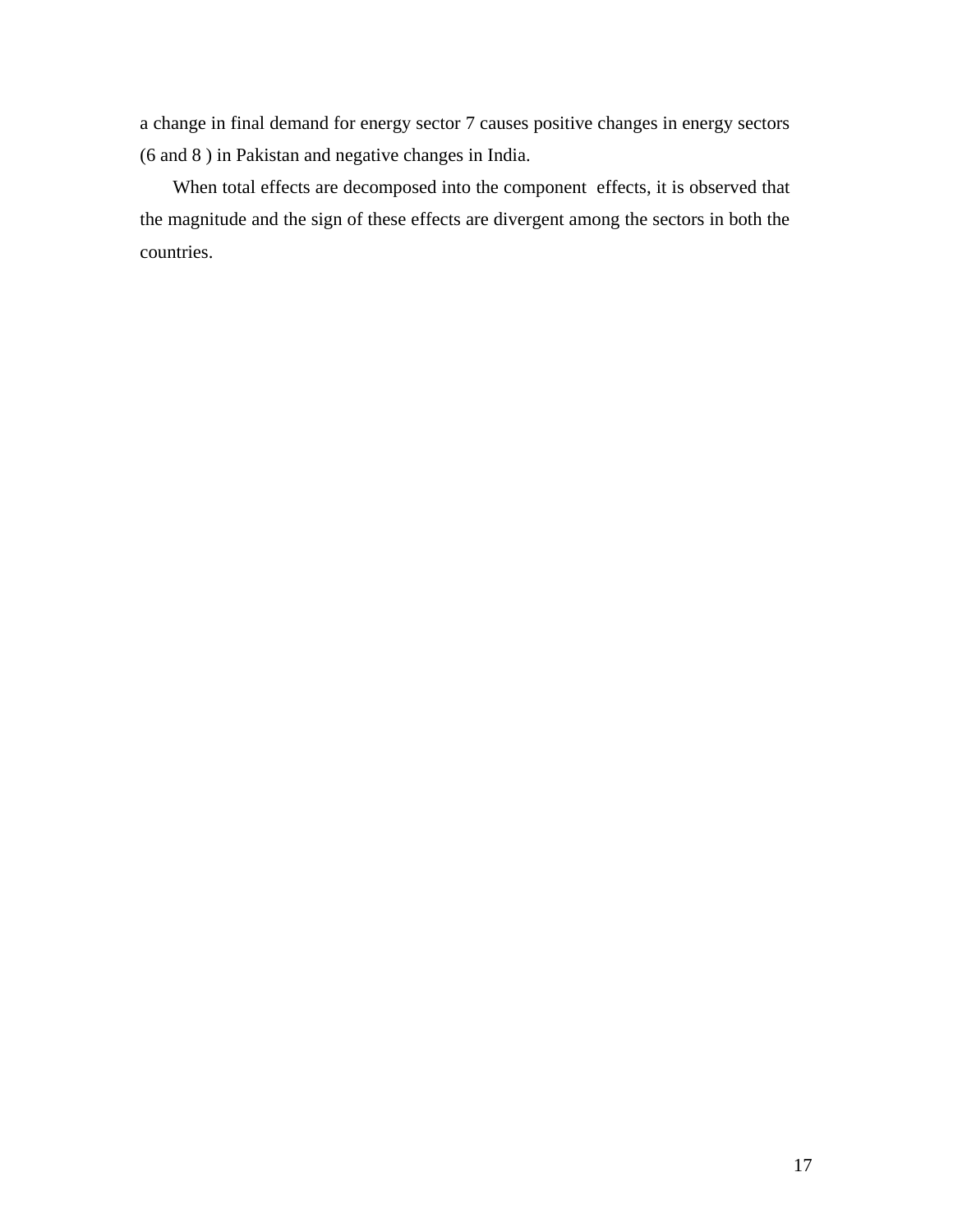a change in final demand for energy sector 7 causes positive changes in energy sectors (6 and 8 ) in Pakistan and negative changes in India.

When total effects are decomposed into the component effects, it is observed that the magnitude and the sign of these effects are divergent among the sectors in both the countries.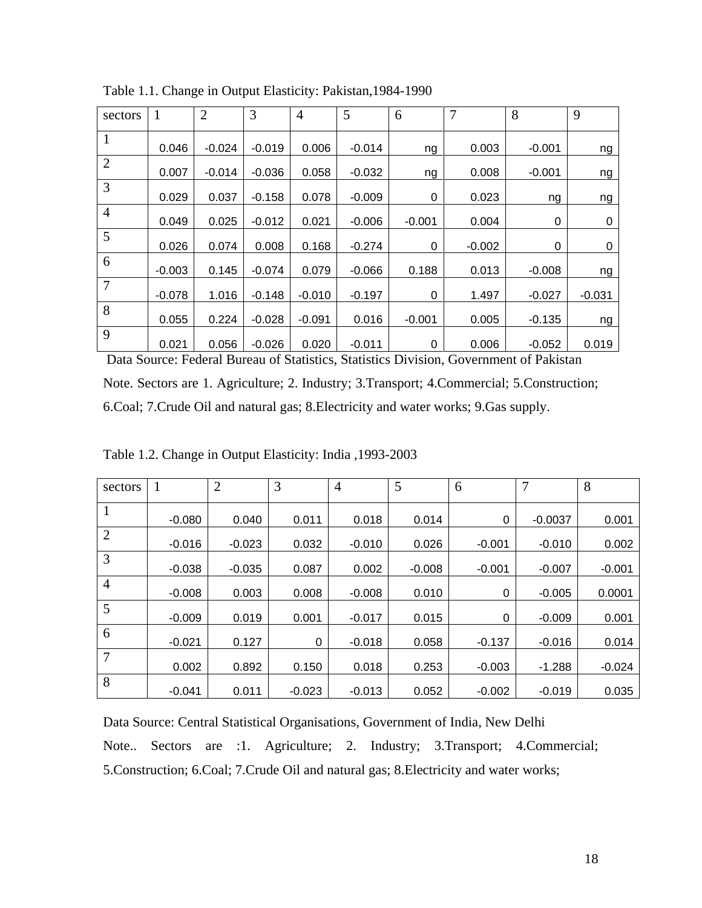Table 1.1. Change in Output Elasticity: Pakistan,1984-1990

| sectors | 1 | 2 | 3 | 4 | 5 | 6 | 7 | 8 | 9 |
|---|---|---|---|---|---|---|---|---|---|
| 1 | 0.046 | -0.024 | -0.019 | 0.006 | -0.014 | ng | 0.003 | -0.001 | ng |
| 2 | 0.007 | -0.014 | -0.036 | 0.058 | -0.032 | ng | 0.008 | -0.001 | ng |
| 3 | 0.029 | 0.037 | -0.158 | 0.078 | -0.009 | 0 | 0.023 | ng | ng |
| 4 | 0.049 | 0.025 | -0.012 | 0.021 | -0.006 | -0.001 | 0.004 | 0 | 0 |
| 5 | 0.026 | 0.074 | 0.008 | 0.168 | -0.274 | 0 | -0.002 | 0 | 0 |
| 6 | -0.003 | 0.145 | -0.074 | 0.079 | -0.066 | 0.188 | 0.013 | -0.008 | ng |
| 7 | -0.078 | 1.016 | -0.148 | -0.010 | -0.197 | 0 | 1.497 | -0.027 | -0.031 |
| 8 | 0.055 | 0.224 | -0.028 | -0.091 | 0.016 | -0.001 | 0.005 | -0.135 | ng |
| 9 | 0.021 | 0.056 | -0.026 | 0.020 | -0.011 | 0 | 0.006 | -0.052 | 0.019 |

Data Source: Federal Bureau of Statistics, Statistics Division, Government of Pakistan

Note. Sectors are 1. Agriculture; 2. Industry; 3.Transport; 4.Commercial; 5.Construction; 6.Coal; 7.Crude Oil and natural gas; 8.Electricity and water works; 9.Gas supply.

Table 1.2. Change in Output Elasticity: India ,1993-2003

| sectors | 1 | 2 | 3 | 4 | 5 | 6 | 7 | 8 |
|---|---|---|---|---|---|---|---|---|
| 1 | -0.080 | 0.040 | 0.011 | 0.018 | 0.014 | 0 | -0.0037 | 0.001 |
| 2 | -0.016 | -0.023 | 0.032 | -0.010 | 0.026 | -0.001 | -0.010 | 0.002 |
| 3 | -0.038 | -0.035 | 0.087 | 0.002 | -0.008 | -0.001 | -0.007 | -0.001 |
| 4 | -0.008 | 0.003 | 0.008 | -0.008 | 0.010 | 0 | -0.005 | 0.0001 |
| 5 | -0.009 | 0.019 | 0.001 | -0.017 | 0.015 | 0 | -0.009 | 0.001 |
| 6 | -0.021 | 0.127 | 0 | -0.018 | 0.058 | -0.137 | -0.016 | 0.014 |
| 7 | 0.002 | 0.892 | 0.150 | 0.018 | 0.253 | -0.003 | -1.288 | -0.024 |
| 8 | -0.041 | 0.011 | -0.023 | -0.013 | 0.052 | -0.002 | -0.019 | 0.035 |

Data Source: Central Statistical Organisations, Government of India, New Delhi

Note.. Sectors are :1. Agriculture; 2. Industry; 3.Transport; 4.Commercial; 5.Construction; 6.Coal; 7.Crude Oil and natural gas; 8.Electricity and water works;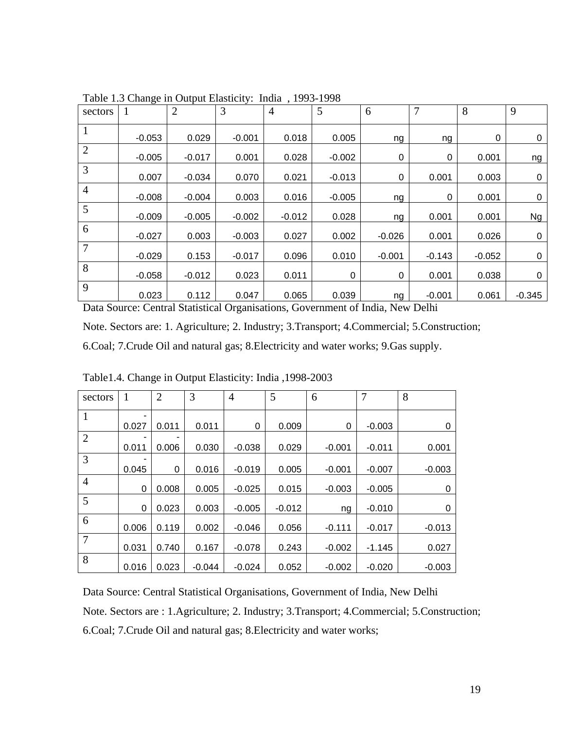Table 1.3 Change in Output Elasticity: India , 1993-1998

| sectors | 1 | 2 | 3 | 4 | 5 | 6 | 7 | 8 | 9 |
|---|---|---|---|---|---|---|---|---|---|
| 1 | -0.053 | 0.029 | -0.001 | 0.018 | 0.005 | ng | ng | 0 | 0 |
| 2 | -0.005 | -0.017 | 0.001 | 0.028 | -0.002 | 0 | 0 | 0.001 | ng |
| 3 | 0.007 | -0.034 | 0.070 | 0.021 | -0.013 | 0 | 0.001 | 0.003 | 0 |
| 4 | -0.008 | -0.004 | 0.003 | 0.016 | -0.005 | ng | 0 | 0.001 | 0 |
| 5 | -0.009 | -0.005 | -0.002 | -0.012 | 0.028 | ng | 0.001 | 0.001 | Ng |
| 6 | -0.027 | 0.003 | -0.003 | 0.027 | 0.002 | -0.026 | 0.001 | 0.026 | 0 |
| 7 | -0.029 | 0.153 | -0.017 | 0.096 | 0.010 | -0.001 | -0.143 | -0.052 | 0 |
| 8 | -0.058 | -0.012 | 0.023 | 0.011 | 0 | 0 | 0.001 | 0.038 | 0 |
| 9 | 0.023 | 0.112 | 0.047 | 0.065 | 0.039 | ng | -0.001 | 0.061 | -0.345 |

Data Source: Central Statistical Organisations, Government of India, New Delhi

Note. Sectors are: 1. Agriculture; 2. Industry; 3.Transport; 4.Commercial; 5.Construction; 6.Coal; 7.Crude Oil and natural gas; 8.Electricity and water works; 9.Gas supply.

Table1.4. Change in Output Elasticity: India ,1998-2003

| sectors | 1 | 2 | 3 | 4 | 5 | 6 | 7 | 8 |
|---|---|---|---|---|---|---|---|---|
| 1 | -0.027 | 0.011 | 0.011 | 0 | 0.009 | 0 | -0.003 | 0 |
| 2 | -0.011 | -0.006 | 0.030 | -0.038 | 0.029 | -0.001 | -0.011 | 0.001 |
| 3 | -0.045 | 0 | 0.016 | -0.019 | 0.005 | -0.001 | -0.007 | -0.003 |
| 4 | 0 | 0.008 | 0.005 | -0.025 | 0.015 | -0.003 | -0.005 | 0 |
| 5 | 0 | 0.023 | 0.003 | -0.005 | -0.012 | ng | -0.010 | 0 |
| 6 | 0.006 | 0.119 | 0.002 | -0.046 | 0.056 | -0.111 | -0.017 | -0.013 |
| 7 | 0.031 | 0.740 | 0.167 | -0.078 | 0.243 | -0.002 | -1.145 | 0.027 |
| 8 | 0.016 | 0.023 | -0.044 | -0.024 | 0.052 | -0.002 | -0.020 | -0.003 |

Data Source: Central Statistical Organisations, Government of India, New Delhi

Note. Sectors are : 1.Agriculture; 2. Industry; 3.Transport; 4.Commercial; 5.Construction; 6.Coal; 7.Crude Oil and natural gas; 8.Electricity and water works;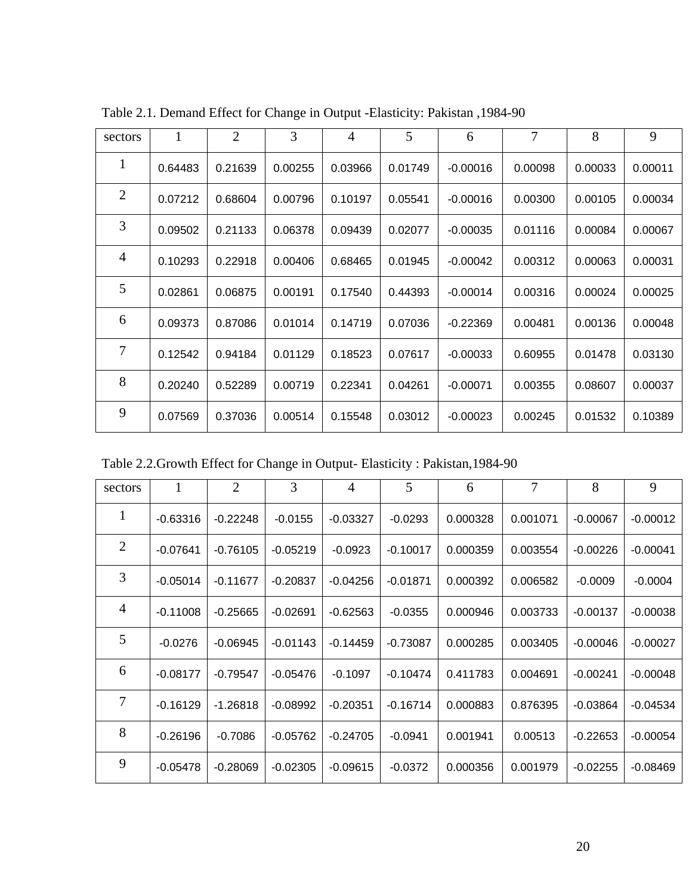Table 2.1. Demand Effect for Change in Output -Elasticity: Pakistan ,1984-90

| sectors | 1 | 2 | 3 | 4 | 5 | 6 | 7 | 8 | 9 |
|---|---|---|---|---|---|---|---|---|---|
| 1 | 0.64483 | 0.21639 | 0.00255 | 0.03966 | 0.01749 | -0.00016 | 0.00098 | 0.00033 | 0.00011 |
| 2 | 0.07212 | 0.68604 | 0.00796 | 0.10197 | 0.05541 | -0.00016 | 0.00300 | 0.00105 | 0.00034 |
| 3 | 0.09502 | 0.21133 | 0.06378 | 0.09439 | 0.02077 | -0.00035 | 0.01116 | 0.00084 | 0.00067 |
| 4 | 0.10293 | 0.22918 | 0.00406 | 0.68465 | 0.01945 | -0.00042 | 0.00312 | 0.00063 | 0.00031 |
| 5 | 0.02861 | 0.06875 | 0.00191 | 0.17540 | 0.44393 | -0.00014 | 0.00316 | 0.00024 | 0.00025 |
| 6 | 0.09373 | 0.87086 | 0.01014 | 0.14719 | 0.07036 | -0.22369 | 0.00481 | 0.00136 | 0.00048 |
| 7 | 0.12542 | 0.94184 | 0.01129 | 0.18523 | 0.07617 | -0.00033 | 0.60955 | 0.01478 | 0.03130 |
| 8 | 0.20240 | 0.52289 | 0.00719 | 0.22341 | 0.04261 | -0.00071 | 0.00355 | 0.08607 | 0.00037 |
| 9 | 0.07569 | 0.37036 | 0.00514 | 0.15548 | 0.03012 | -0.00023 | 0.00245 | 0.01532 | 0.10389 |

Table 2.2.Growth Effect for Change in Output- Elasticity : Pakistan,1984-90

| sectors | 1 | 2 | 3 | 4 | 5 | 6 | 7 | 8 | 9 |
|---|---|---|---|---|---|---|---|---|---|
| 1 | -0.63316 | -0.22248 | -0.0155 | -0.03327 | -0.0293 | 0.000328 | 0.001071 | -0.00067 | -0.00012 |
| 2 | -0.07641 | -0.76105 | -0.05219 | -0.0923 | -0.10017 | 0.000359 | 0.003554 | -0.00226 | -0.00041 |
| 3 | -0.05014 | -0.11677 | -0.20837 | -0.04256 | -0.01871 | 0.000392 | 0.006582 | -0.0009 | -0.0004 |
| 4 | -0.11008 | -0.25665 | -0.02691 | -0.62563 | -0.0355 | 0.000946 | 0.003733 | -0.00137 | -0.00038 |
| 5 | -0.0276 | -0.06945 | -0.01143 | -0.14459 | -0.73087 | 0.000285 | 0.003405 | -0.00046 | -0.00027 |
| 6 | -0.08177 | -0.79547 | -0.05476 | -0.1097 | -0.10474 | 0.411783 | 0.004691 | -0.00241 | -0.00048 |
| 7 | -0.16129 | -1.26818 | -0.08992 | -0.20351 | -0.16714 | 0.000883 | 0.876395 | -0.03864 | -0.04534 |
| 8 | -0.26196 | -0.7086 | -0.05762 | -0.24705 | -0.0941 | 0.001941 | 0.00513 | -0.22653 | -0.00054 |
| 9 | -0.05478 | -0.28069 | -0.02305 | -0.09615 | -0.0372 | 0.000356 | 0.001979 | -0.02255 | -0.08469 |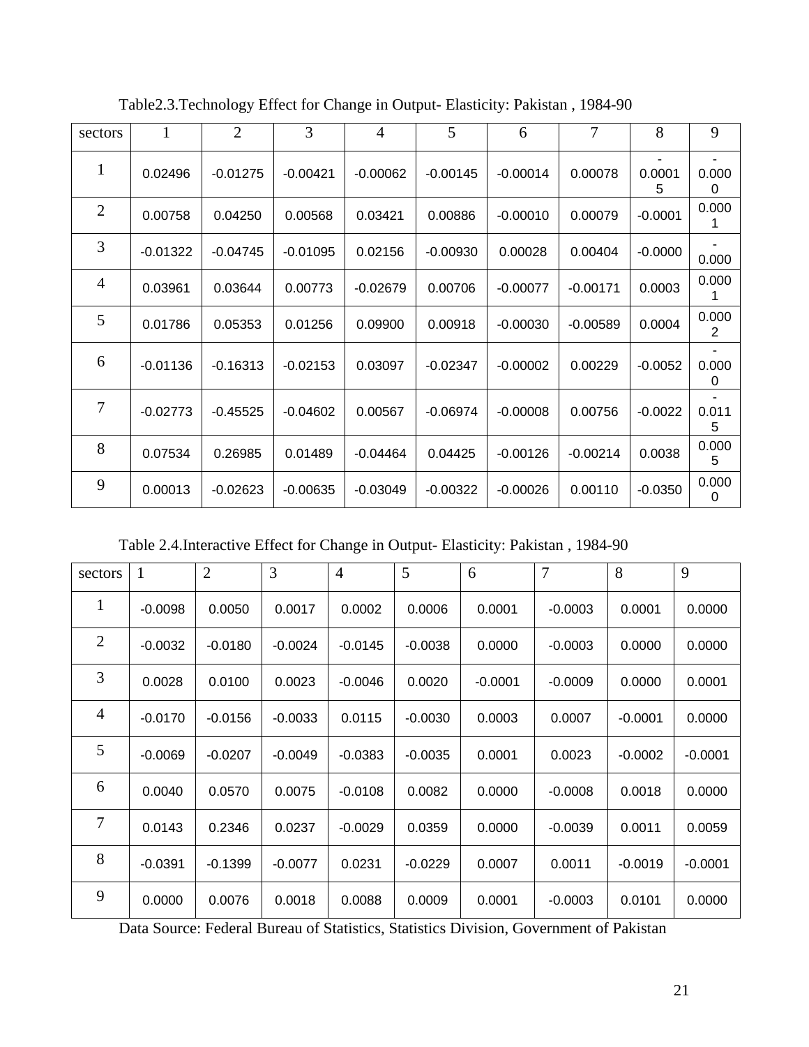Table2.3.Technology Effect for Change in Output- Elasticity: Pakistan , 1984-90

| sectors | 1 | 2 | 3 | 4 | 5 | 6 | 7 | 8 | 9 |
|---|---|---|---|---|---|---|---|---|---|
| 1 | 0.02496 | -0.01275 | -0.00421 | -0.00062 | -0.00145 | -0.00014 | 0.00078 | -0.00015 | -0.0000 |
| 2 | 0.00758 | 0.04250 | 0.00568 | 0.03421 | 0.00886 | -0.00010 | 0.00079 | -0.0001 | 0.0001 |
| 3 | -0.01322 | -0.04745 | -0.01095 | 0.02156 | -0.00930 | 0.00028 | 0.00404 | -0.0000 | -0.000 |
| 4 | 0.03961 | 0.03644 | 0.00773 | -0.02679 | 0.00706 | -0.00077 | -0.00171 | 0.0003 | 0.0001 |
| 5 | 0.01786 | 0.05353 | 0.01256 | 0.09900 | 0.00918 | -0.00030 | -0.00589 | 0.0004 | 0.0002 |
| 6 | -0.01136 | -0.16313 | -0.02153 | 0.03097 | -0.02347 | -0.00002 | 0.00229 | -0.0052 | -0.0000 |
| 7 | -0.02773 | -0.45525 | -0.04602 | 0.00567 | -0.06974 | -0.00008 | 0.00756 | -0.0022 | -0.0115 |
| 8 | 0.07534 | 0.26985 | 0.01489 | -0.04464 | 0.04425 | -0.00126 | -0.00214 | 0.0038 | 0.0005 |
| 9 | 0.00013 | -0.02623 | -0.00635 | -0.03049 | -0.00322 | -0.00026 | 0.00110 | -0.0350 | 0.0000 |

Table 2.4.Interactive Effect for Change in Output- Elasticity: Pakistan , 1984-90

| sectors | 1 | 2 | 3 | 4 | 5 | 6 | 7 | 8 | 9 |
|---|---|---|---|---|---|---|---|---|---|
| 1 | -0.0098 | 0.0050 | 0.0017 | 0.0002 | 0.0006 | 0.0001 | -0.0003 | 0.0001 | 0.0000 |
| 2 | -0.0032 | -0.0180 | -0.0024 | -0.0145 | -0.0038 | 0.0000 | -0.0003 | 0.0000 | 0.0000 |
| 3 | 0.0028 | 0.0100 | 0.0023 | -0.0046 | 0.0020 | -0.0001 | -0.0009 | 0.0000 | 0.0001 |
| 4 | -0.0170 | -0.0156 | -0.0033 | 0.0115 | -0.0030 | 0.0003 | 0.0007 | -0.0001 | 0.0000 |
| 5 | -0.0069 | -0.0207 | -0.0049 | -0.0383 | -0.0035 | 0.0001 | 0.0023 | -0.0002 | -0.0001 |
| 6 | 0.0040 | 0.0570 | 0.0075 | -0.0108 | 0.0082 | 0.0000 | -0.0008 | 0.0018 | 0.0000 |
| 7 | 0.0143 | 0.2346 | 0.0237 | -0.0029 | 0.0359 | 0.0000 | -0.0039 | 0.0011 | 0.0059 |
| 8 | -0.0391 | -0.1399 | -0.0077 | 0.0231 | -0.0229 | 0.0007 | 0.0011 | -0.0019 | -0.0001 |
| 9 | 0.0000 | 0.0076 | 0.0018 | 0.0088 | 0.0009 | 0.0001 | -0.0003 | 0.0101 | 0.0000 |

Data Source: Federal Bureau of Statistics, Statistics Division, Government of Pakistan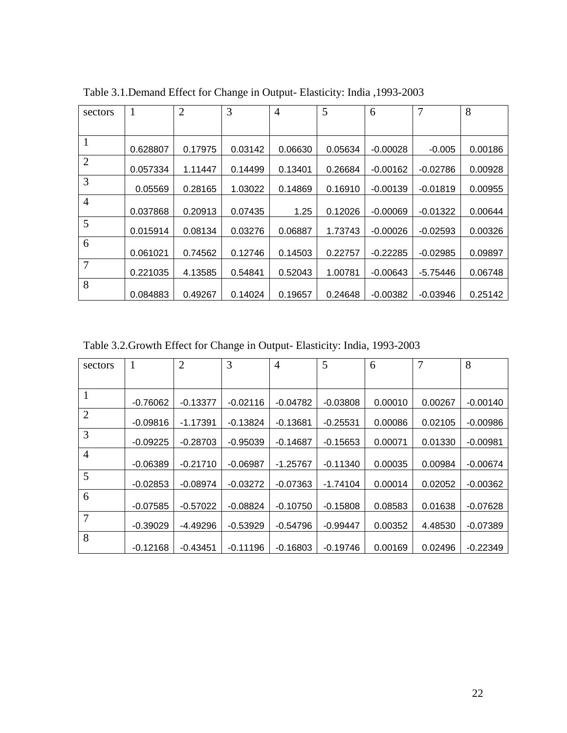Table 3.1.Demand Effect for Change in Output- Elasticity: India ,1993-2003

| sectors | 1 | 2 | 3 | 4 | 5 | 6 | 7 | 8 |
|---|---|---|---|---|---|---|---|---|
| 1 | 0.628807 | 0.17975 | 0.03142 | 0.06630 | 0.05634 | -0.00028 | -0.005 | 0.00186 |
| 2 | 0.057334 | 1.11447 | 0.14499 | 0.13401 | 0.26684 | -0.00162 | -0.02786 | 0.00928 |
| 3 | 0.05569 | 0.28165 | 1.03022 | 0.14869 | 0.16910 | -0.00139 | -0.01819 | 0.00955 |
| 4 | 0.037868 | 0.20913 | 0.07435 | 1.25 | 0.12026 | -0.00069 | -0.01322 | 0.00644 |
| 5 | 0.015914 | 0.08134 | 0.03276 | 0.06887 | 1.73743 | -0.00026 | -0.02593 | 0.00326 |
| 6 | 0.061021 | 0.74562 | 0.12746 | 0.14503 | 0.22757 | -0.22285 | -0.02985 | 0.09897 |
| 7 | 0.221035 | 4.13585 | 0.54841 | 0.52043 | 1.00781 | -0.00643 | -5.75446 | 0.06748 |
| 8 | 0.084883 | 0.49267 | 0.14024 | 0.19657 | 0.24648 | -0.00382 | -0.03946 | 0.25142 |

Table 3.2.Growth Effect for Change in Output- Elasticity: India, 1993-2003

| sectors | 1 | 2 | 3 | 4 | 5 | 6 | 7 | 8 |
|---|---|---|---|---|---|---|---|---|
| 1 | -0.76062 | -0.13377 | -0.02116 | -0.04782 | -0.03808 | 0.00010 | 0.00267 | -0.00140 |
| 2 | -0.09816 | -1.17391 | -0.13824 | -0.13681 | -0.25531 | 0.00086 | 0.02105 | -0.00986 |
| 3 | -0.09225 | -0.28703 | -0.95039 | -0.14687 | -0.15653 | 0.00071 | 0.01330 | -0.00981 |
| 4 | -0.06389 | -0.21710 | -0.06987 | -1.25767 | -0.11340 | 0.00035 | 0.00984 | -0.00674 |
| 5 | -0.02853 | -0.08974 | -0.03272 | -0.07363 | -1.74104 | 0.00014 | 0.02052 | -0.00362 |
| 6 | -0.07585 | -0.57022 | -0.08824 | -0.10750 | -0.15808 | 0.08583 | 0.01638 | -0.07628 |
| 7 | -0.39029 | -4.49296 | -0.53929 | -0.54796 | -0.99447 | 0.00352 | 4.48530 | -0.07389 |
| 8 | -0.12168 | -0.43451 | -0.11196 | -0.16803 | -0.19746 | 0.00169 | 0.02496 | -0.22349 |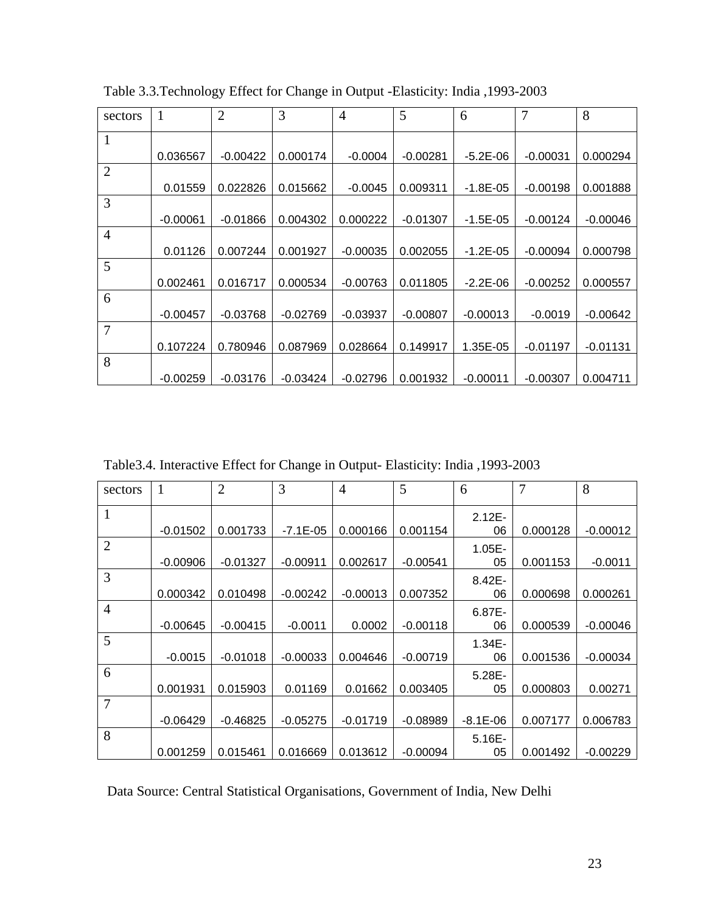Table 3.3.Technology Effect for Change in Output -Elasticity: India ,1993-2003

| sectors | 1 | 2 | 3 | 4 | 5 | 6 | 7 | 8 |
|---|---|---|---|---|---|---|---|---|
| 1 | 0.036567 | -0.00422 | 0.000174 | -0.0004 | -0.00281 | -5.2E-06 | -0.00031 | 0.000294 |
| 2 | 0.01559 | 0.022826 | 0.015662 | -0.0045 | 0.009311 | -1.8E-05 | -0.00198 | 0.001888 |
| 3 | -0.00061 | -0.01866 | 0.004302 | 0.000222 | -0.01307 | -1.5E-05 | -0.00124 | -0.00046 |
| 4 | 0.01126 | 0.007244 | 0.001927 | -0.00035 | 0.002055 | -1.2E-05 | -0.00094 | 0.000798 |
| 5 | 0.002461 | 0.016717 | 0.000534 | -0.00763 | 0.011805 | -2.2E-06 | -0.00252 | 0.000557 |
| 6 | -0.00457 | -0.03768 | -0.02769 | -0.03937 | -0.00807 | -0.00013 | -0.0019 | -0.00642 |
| 7 | 0.107224 | 0.780946 | 0.087969 | 0.028664 | 0.149917 | 1.35E-05 | -0.01197 | -0.01131 |
| 8 | -0.00259 | -0.03176 | -0.03424 | -0.02796 | 0.001932 | -0.00011 | -0.00307 | 0.004711 |

Table3.4. Interactive Effect for Change in Output- Elasticity: India ,1993-2003

| sectors | 1 | 2 | 3 | 4 | 5 | 6 | 7 | 8 |
|---|---|---|---|---|---|---|---|---|
| 1 | -0.01502 | 0.001733 | -7.1E-05 | 0.000166 | 0.001154 | 2.12E-06 | 0.000128 | -0.00012 |
| 2 | -0.00906 | -0.01327 | -0.00911 | 0.002617 | -0.00541 | 1.05E-05 | 0.001153 | -0.0011 |
| 3 | 0.000342 | 0.010498 | -0.00242 | -0.00013 | 0.007352 | 8.42E-06 | 0.000698 | 0.000261 |
| 4 | -0.00645 | -0.00415 | -0.0011 | 0.0002 | -0.00118 | 6.87E-06 | 0.000539 | -0.00046 |
| 5 | -0.0015 | -0.01018 | -0.00033 | 0.004646 | -0.00719 | 1.34E-06 | 0.001536 | -0.00034 |
| 6 | 0.001931 | 0.015903 | 0.01169 | 0.01662 | 0.003405 | 5.28E-05 | 0.000803 | 0.00271 |
| 7 | -0.06429 | -0.46825 | -0.05275 | -0.01719 | -0.08989 | -8.1E-06 | 0.007177 | 0.006783 |
| 8 | 0.001259 | 0.015461 | 0.016669 | 0.013612 | -0.00094 | 5.16E-05 | 0.001492 | -0.00229 |

Data Source: Central Statistical Organisations, Government of India, New Delhi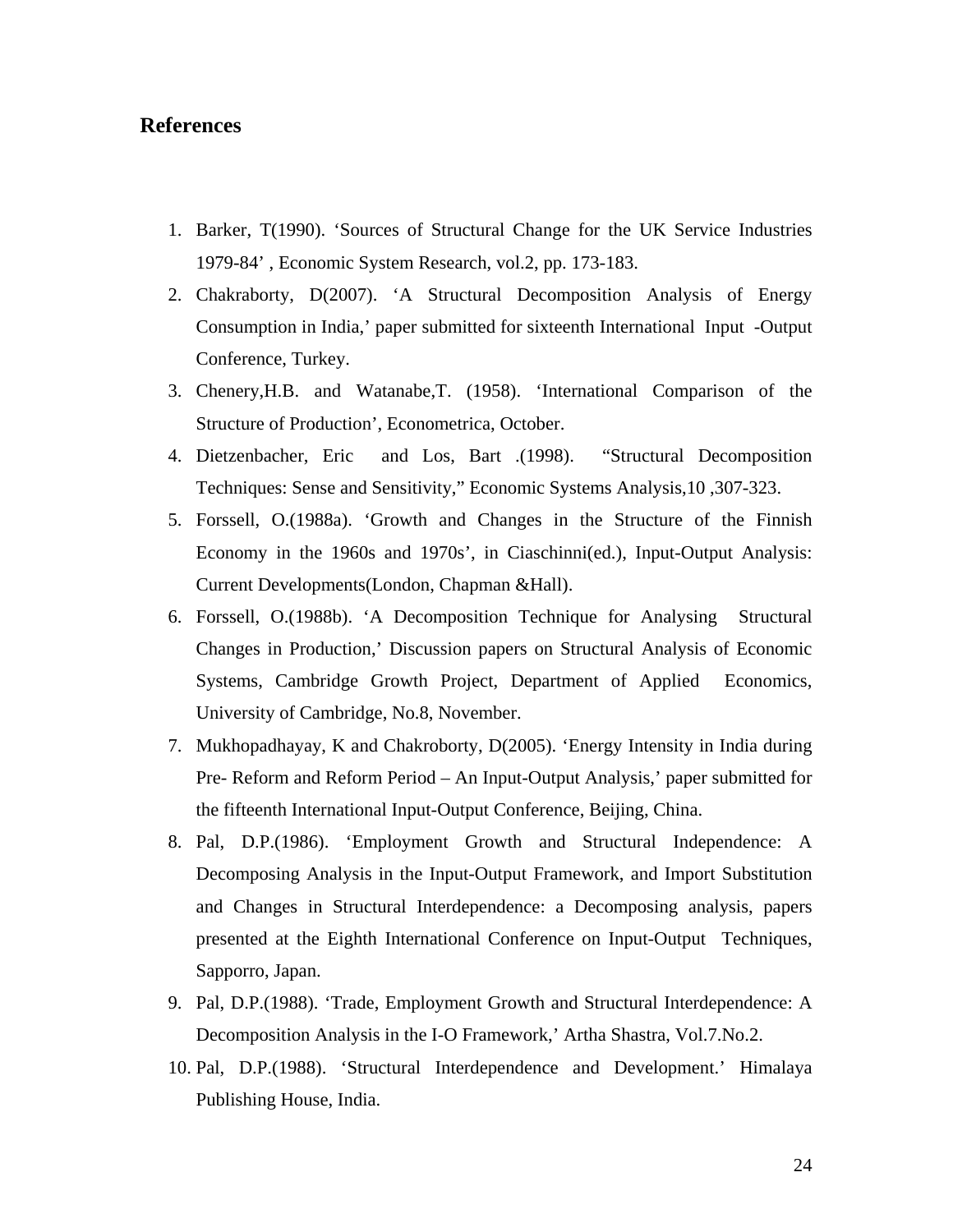## References

1. Barker, T(1990). 'Sources of Structural Change for the UK Service Industries 1979-84' , Economic System Research, vol.2, pp. 173-183.
2. Chakraborty, D(2007). 'A Structural Decomposition Analysis of Energy Consumption in India,' paper submitted for sixteenth International Input -Output Conference, Turkey.
3. Chenery,H.B. and Watanabe,T. (1958). 'International Comparison of the Structure of Production', Econometrica, October.
4. Dietzenbacher, Eric and Los, Bart .(1998). "Structural Decomposition Techniques: Sense and Sensitivity," Economic Systems Analysis,10 ,307-323.
5. Forssell, O.(1988a). 'Growth and Changes in the Structure of the Finnish Economy in the 1960s and 1970s', in Ciaschinni(ed.), Input-Output Analysis: Current Developments(London, Chapman &Hall).
6. Forssell, O.(1988b). 'A Decomposition Technique for Analysing Structural Changes in Production,' Discussion papers on Structural Analysis of Economic Systems, Cambridge Growth Project, Department of Applied Economics, University of Cambridge, No.8, November.
7. Mukhopadhayay, K and Chakroborty, D(2005). 'Energy Intensity in India during Pre- Reform and Reform Period – An Input-Output Analysis,' paper submitted for the fifteenth International Input-Output Conference, Beijing, China.
8. Pal, D.P.(1986). 'Employment Growth and Structural Independence: A Decomposing Analysis in the Input-Output Framework, and Import Substitution and Changes in Structural Interdependence: a Decomposing analysis, papers presented at the Eighth International Conference on Input-Output Techniques, Sapporro, Japan.
9. Pal, D.P.(1988). 'Trade, Employment Growth and Structural Interdependence: A Decomposition Analysis in the I-O Framework,' Artha Shastra, Vol.7.No.2.
10. Pal, D.P.(1988). 'Structural Interdependence and Development.' Himalaya Publishing House, India.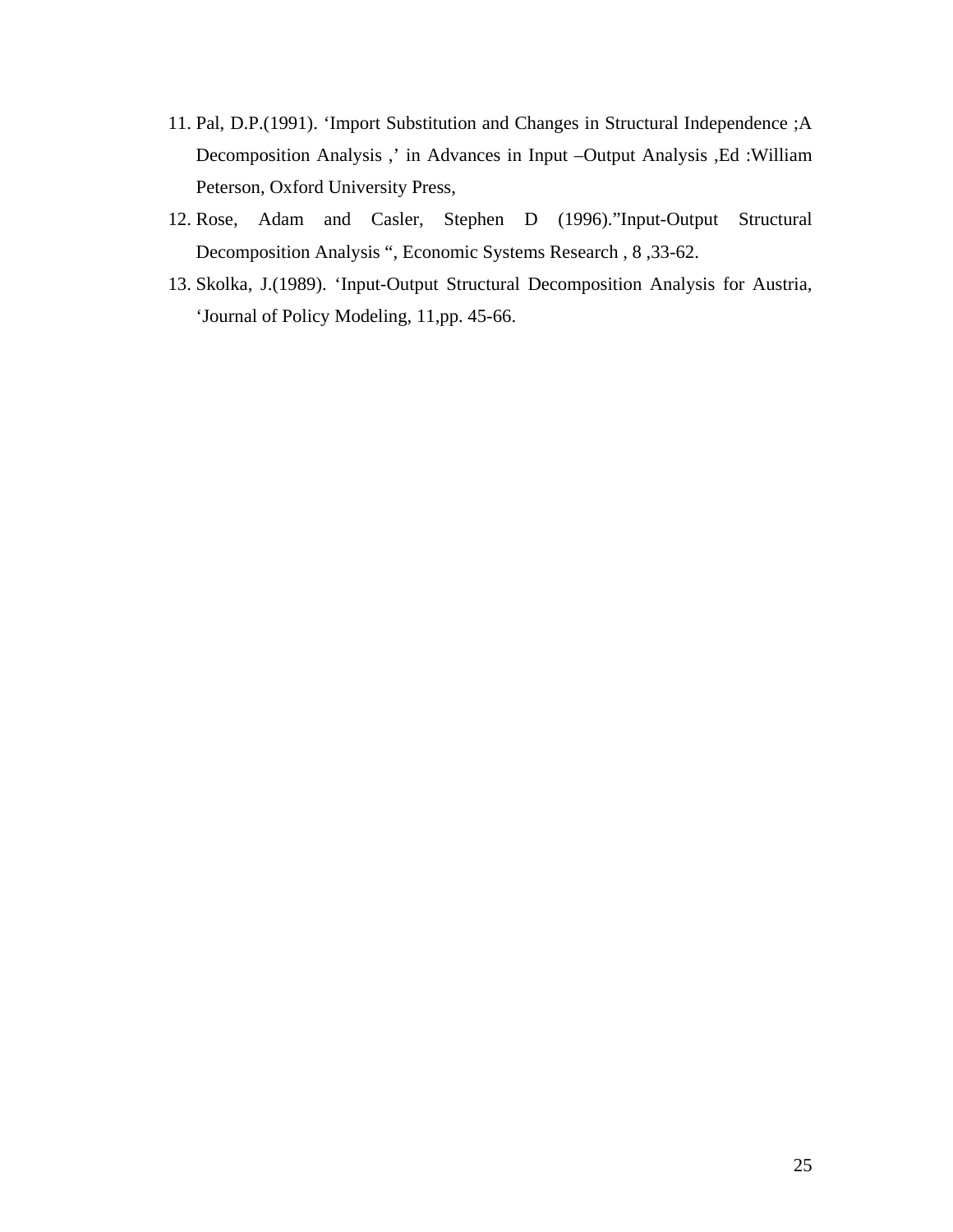11. Pal, D.P.(1991). ‘Import Substitution and Changes in Structural Independence ;A Decomposition Analysis ,’ in Advances in Input –Output Analysis ,Ed :William Peterson, Oxford University Press,
12. Rose, Adam and Casler, Stephen D (1996).”Input-Output Structural Decomposition Analysis “, Economic Systems Research , 8 ,33-62.
13. Skolka, J.(1989). ‘Input-Output Structural Decomposition Analysis for Austria, ‘Journal of Policy Modeling, 11,pp. 45-66.